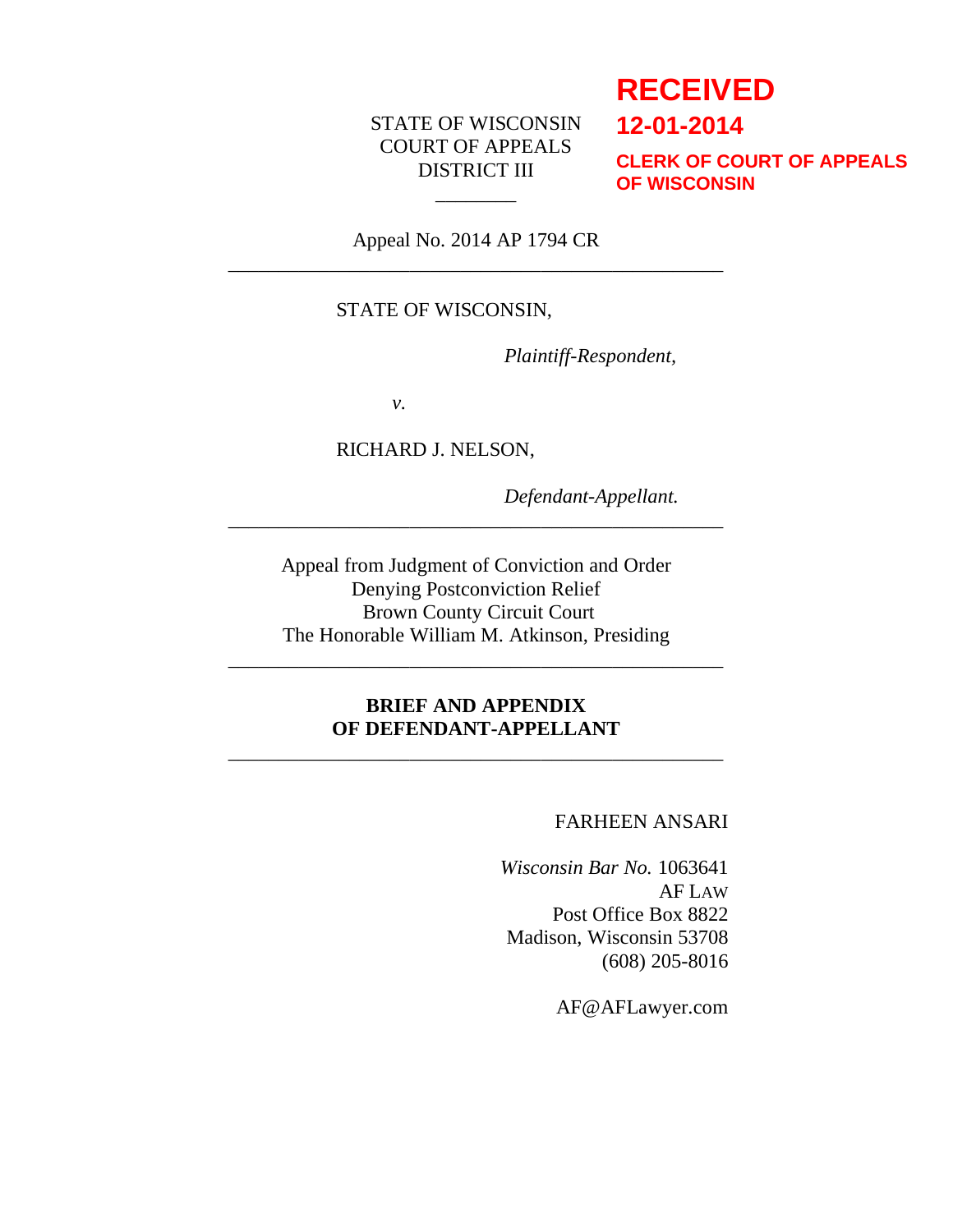**RECEIVED**

**12-01-2014**

**CLERK OF COURT OF APPEALS OF WISCONSIN**

STATE OF WISCONSIN
COURT OF APPEALS
DISTRICT III

---

Appeal No. 2014 AP 1794 CR

---

STATE OF WISCONSIN,

*Plaintiff-Respondent,*

*v.*

RICHARD J. NELSON,

*Defendant-Appellant.*

---

Appeal from Judgment of Conviction and Order
Denying Postconviction Relief
Brown County Circuit Court
The Honorable William M. Atkinson, Presiding

---

**BRIEF AND APPENDIX
OF DEFENDANT-APPELLANT**

---

FARHEEN ANSARI

*Wisconsin Bar No.* 1063641
AF LAW
Post Office Box 8822
Madison, Wisconsin 53708
(608) 205-8016

AF@AFLawyer.com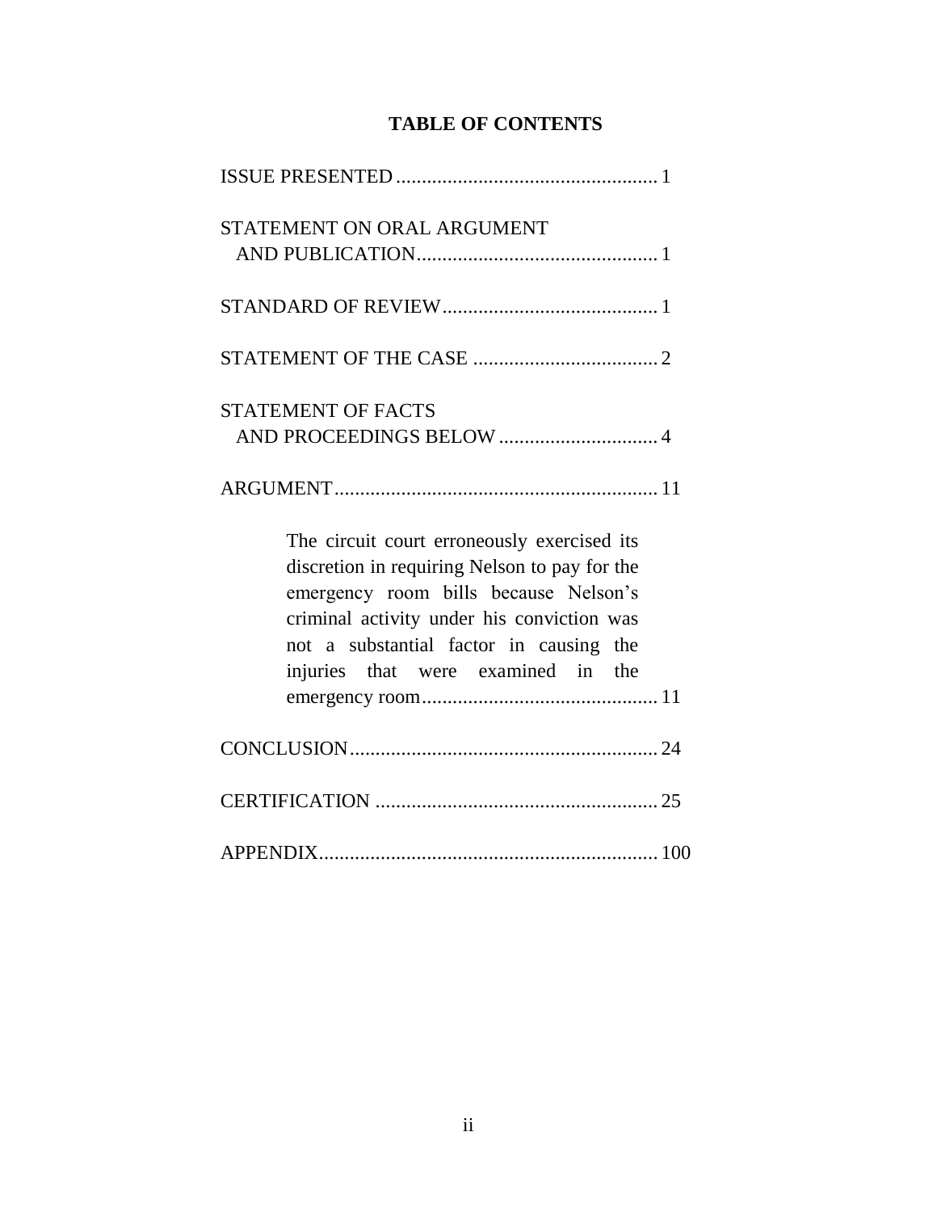**TABLE OF CONTENTS**

ISSUE PRESENTED .................................................. 1

STATEMENT ON ORAL ARGUMENT AND PUBLICATION .............................................. 1

STANDARD OF REVIEW .......................................... 1

STATEMENT OF THE CASE .................................... 2

STATEMENT OF FACTS AND PROCEEDINGS BELOW ............................... 4

ARGUMENT ............................................................... 11

The circuit court erroneously exercised its discretion in requiring Nelson to pay for the emergency room bills because Nelson's criminal activity under his conviction was not a substantial factor in causing the injuries that were examined in the emergency room .............................................. 11

CONCLUSION ............................................................ 24

CERTIFICATION ....................................................... 25

APPENDIX ................................................................. 100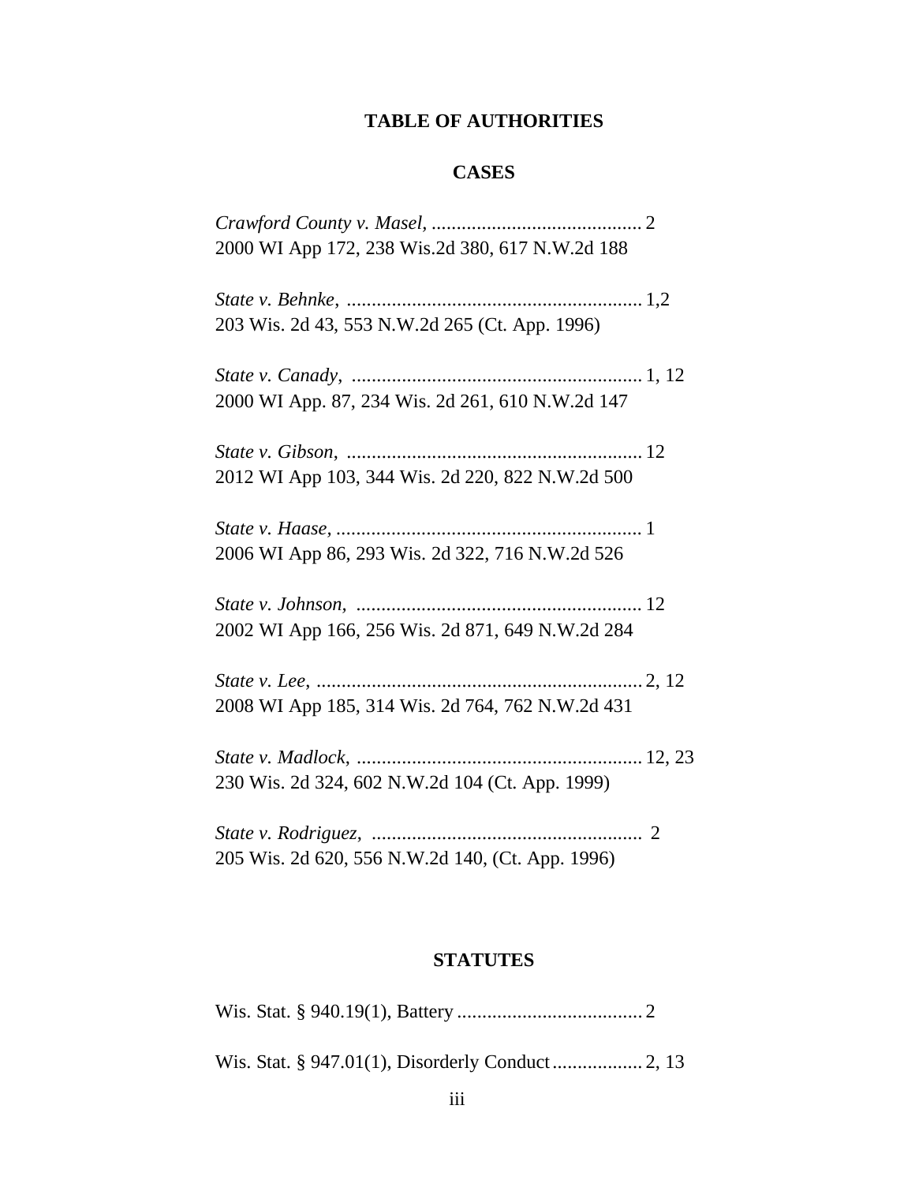# TABLE OF AUTHORITIES

## CASES

*Crawford County v. Masel*, .......................................... 2
2000 WI App 172, 238 Wis.2d 380, 617 N.W.2d 188

*State v. Behnke*, .......................................................... 1,2
203 Wis. 2d 43, 553 N.W.2d 265 (Ct. App. 1996)

*State v. Canady*, .......................................................... 1, 12
2000 WI App. 87, 234 Wis. 2d 261, 610 N.W.2d 147

*State v. Gibson*, .......................................................... 12
2012 WI App 103, 344 Wis. 2d 220, 822 N.W.2d 500

*State v. Haase,* ............................................................. 1
2006 WI App 86, 293 Wis. 2d 322, 716 N.W.2d 526

*State v. Johnson*, ......................................................... 12
2002 WI App 166, 256 Wis. 2d 871, 649 N.W.2d 284

*State v. Lee*, ................................................................. 2, 12
2008 WI App 185, 314 Wis. 2d 764, 762 N.W.2d 431

*State v. Madlock*, ......................................................... 12, 23
230 Wis. 2d 324, 602 N.W.2d 104 (Ct. App. 1999)

*State v. Rodriguez*, ...................................................... 2
205 Wis. 2d 620, 556 N.W.2d 140, (Ct. App. 1996)

## STATUTES

Wis. Stat. § 940.19(1), Battery ..................................... 2

Wis. Stat. § 947.01(1), Disorderly Conduct .................. 2, 13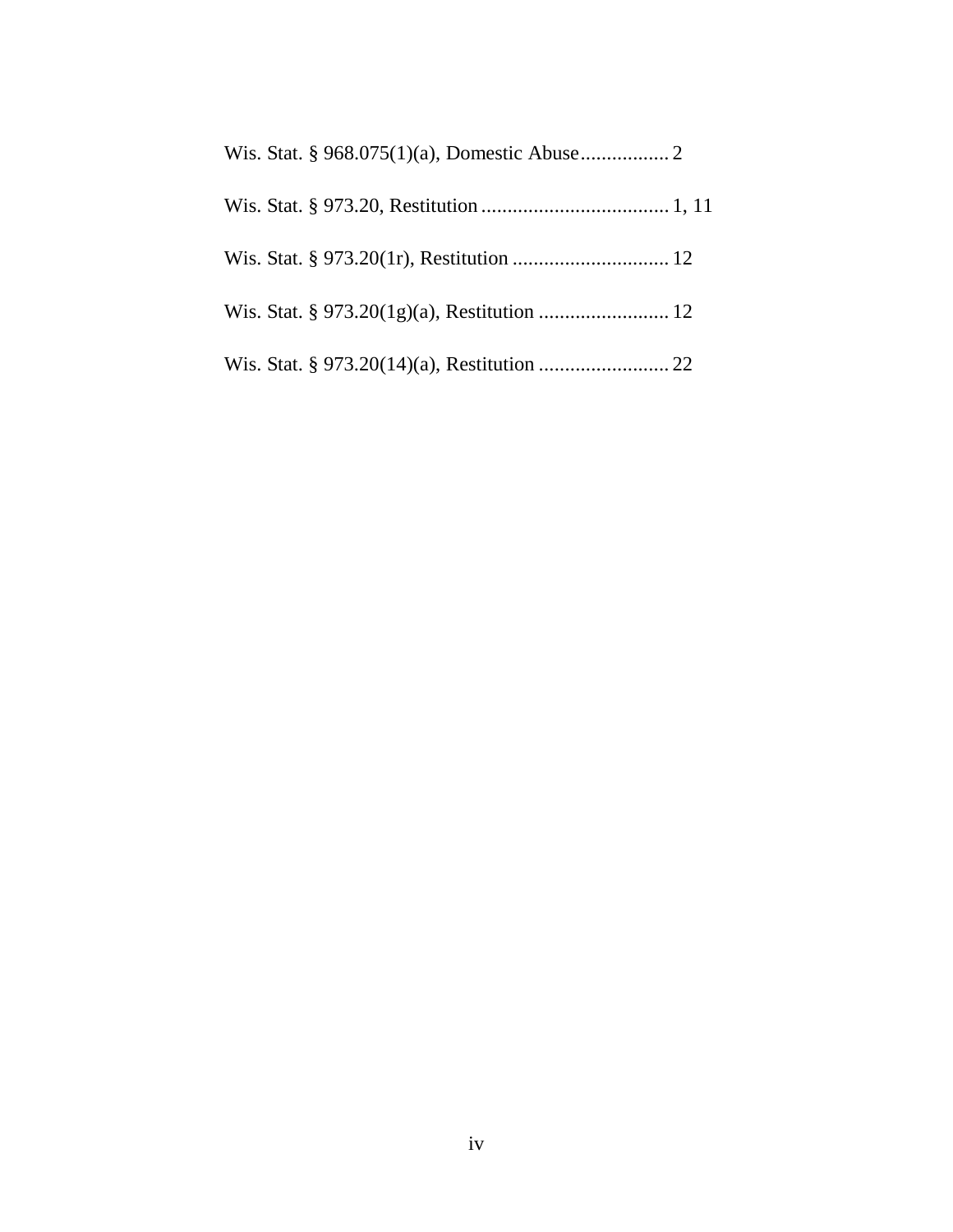Wis. Stat. § 968.075(1)(a), Domestic Abuse................. 2

Wis. Stat. § 973.20, Restitution.................................... 1, 11

Wis. Stat. § 973.20(1r), Restitution .............................. 12

Wis. Stat. § 973.20(1g)(a), Restitution ......................... 12

Wis. Stat. § 973.20(14)(a), Restitution ......................... 22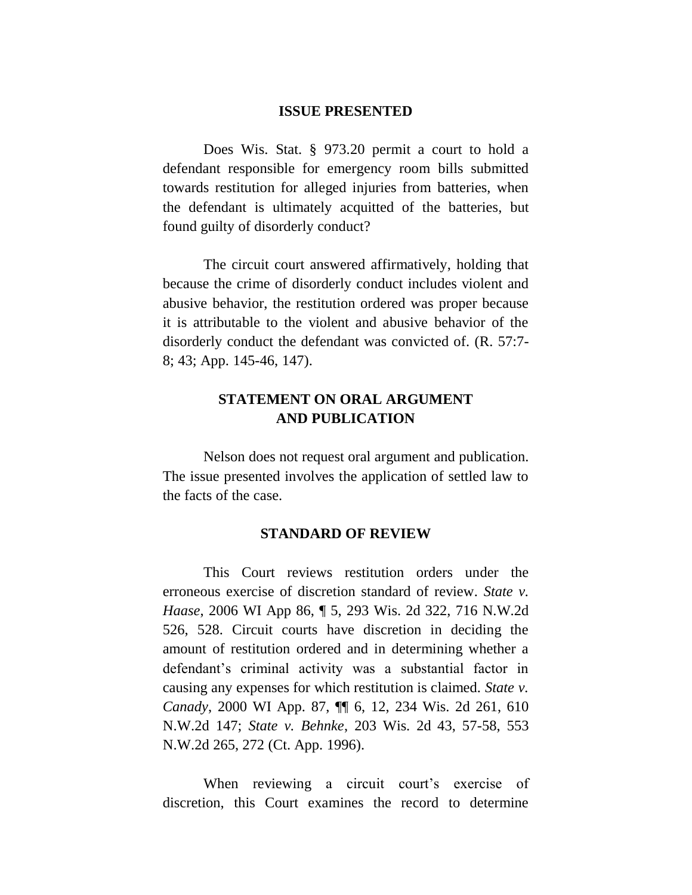## ISSUE PRESENTED

Does Wis. Stat. § 973.20 permit a court to hold a defendant responsible for emergency room bills submitted towards restitution for alleged injuries from batteries, when the defendant is ultimately acquitted of the batteries, but found guilty of disorderly conduct?

The circuit court answered affirmatively, holding that because the crime of disorderly conduct includes violent and abusive behavior, the restitution ordered was proper because it is attributable to the violent and abusive behavior of the disorderly conduct the defendant was convicted of. (R. 57:7-8; 43; App. 145-46, 147).

## STATEMENT ON ORAL ARGUMENT AND PUBLICATION

Nelson does not request oral argument and publication. The issue presented involves the application of settled law to the facts of the case.

## STANDARD OF REVIEW

This Court reviews restitution orders under the erroneous exercise of discretion standard of review. *State v. Haase*, 2006 WI App 86, ¶ 5, 293 Wis. 2d 322, 716 N.W.2d 526, 528. Circuit courts have discretion in deciding the amount of restitution ordered and in determining whether a defendant's criminal activity was a substantial factor in causing any expenses for which restitution is claimed. *State v. Canady*, 2000 WI App. 87, ¶¶ 6, 12, 234 Wis. 2d 261, 610 N.W.2d 147; *State v. Behnke*, 203 Wis. 2d 43, 57-58, 553 N.W.2d 265, 272 (Ct. App. 1996).

When reviewing a circuit court's exercise of discretion, this Court examines the record to determine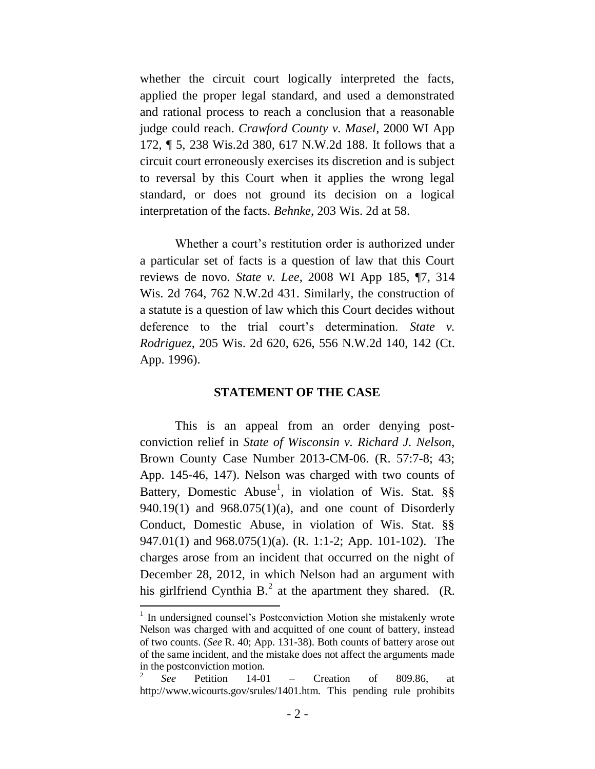whether the circuit court logically interpreted the facts, applied the proper legal standard, and used a demonstrated and rational process to reach a conclusion that a reasonable judge could reach. *Crawford County v. Masel*, 2000 WI App 172, ¶ 5, 238 Wis.2d 380, 617 N.W.2d 188. It follows that a circuit court erroneously exercises its discretion and is subject to reversal by this Court when it applies the wrong legal standard, or does not ground its decision on a logical interpretation of the facts. *Behnke*, 203 Wis. 2d at 58.

Whether a court's restitution order is authorized under a particular set of facts is a question of law that this Court reviews de novo. *State v. Lee*, 2008 WI App 185, ¶7, 314 Wis. 2d 764, 762 N.W.2d 431. Similarly, the construction of a statute is a question of law which this Court decides without deference to the trial court's determination. *State v. Rodriguez*, 205 Wis. 2d 620, 626, 556 N.W.2d 140, 142 (Ct. App. 1996).

**STATEMENT OF THE CASE**

This is an appeal from an order denying post-conviction relief in *State of Wisconsin v. Richard J. Nelson*, Brown County Case Number 2013-CM-06. (R. 57:7-8; 43; App. 145-46, 147). Nelson was charged with two counts of Battery, Domestic Abuse[1], in violation of Wis. Stat. §§ 940.19(1) and 968.075(1)(a), and one count of Disorderly Conduct, Domestic Abuse, in violation of Wis. Stat. §§ 947.01(1) and 968.075(1)(a). (R. 1:1-2; App. 101-102). The charges arose from an incident that occurred on the night of December 28, 2012, in which Nelson had an argument with his girlfriend Cynthia B.[2] at the apartment they shared. (R.

---

[1] In undersigned counsel's Postconviction Motion she mistakenly wrote Nelson was charged with and acquitted of one count of battery, instead of two counts. (*See* R. 40; App. 131-38). Both counts of battery arose out of the same incident, and the mistake does not affect the arguments made in the postconviction motion.

[2] *See* Petition 14-01 – Creation of 809.86, at http://www.wicourts.gov/srules/1401.htm. This pending rule prohibits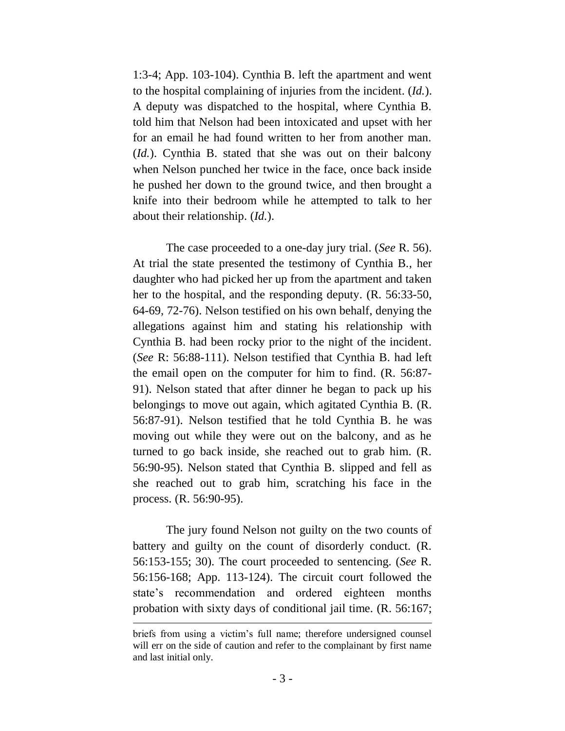1:3-4; App. 103-104). Cynthia B. left the apartment and went to the hospital complaining of injuries from the incident. (*Id.*). A deputy was dispatched to the hospital, where Cynthia B. told him that Nelson had been intoxicated and upset with her for an email he had found written to her from another man. (*Id.*). Cynthia B. stated that she was out on their balcony when Nelson punched her twice in the face, once back inside he pushed her down to the ground twice, and then brought a knife into their bedroom while he attempted to talk to her about their relationship. (*Id.*).

The case proceeded to a one-day jury trial. (*See* R. 56). At trial the state presented the testimony of Cynthia B., her daughter who had picked her up from the apartment and taken her to the hospital, and the responding deputy. (R. 56:33-50, 64-69, 72-76). Nelson testified on his own behalf, denying the allegations against him and stating his relationship with Cynthia B. had been rocky prior to the night of the incident. (*See* R: 56:88-111). Nelson testified that Cynthia B. had left the email open on the computer for him to find. (R. 56:87-91). Nelson stated that after dinner he began to pack up his belongings to move out again, which agitated Cynthia B. (R. 56:87-91). Nelson testified that he told Cynthia B. he was moving out while they were out on the balcony, and as he turned to go back inside, she reached out to grab him. (R. 56:90-95). Nelson stated that Cynthia B. slipped and fell as she reached out to grab him, scratching his face in the process. (R. 56:90-95).

The jury found Nelson not guilty on the two counts of battery and guilty on the count of disorderly conduct. (R. 56:153-155; 30). The court proceeded to sentencing. (*See* R. 56:156-168; App. 113-124). The circuit court followed the state's recommendation and ordered eighteen months probation with sixty days of conditional jail time. (R. 56:167;

---

briefs from using a victim's full name; therefore undersigned counsel will err on the side of caution and refer to the complainant by first name and last initial only.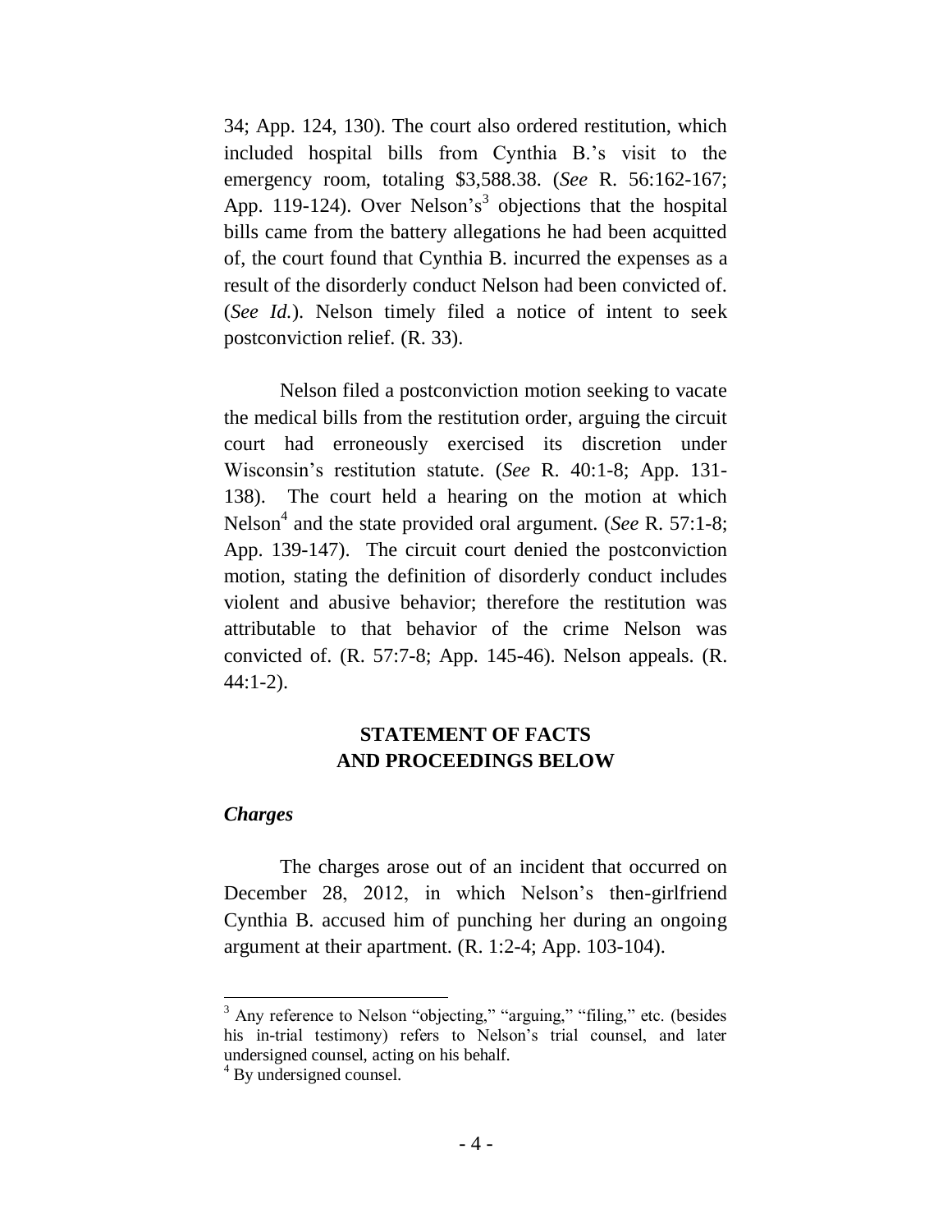34; App. 124, 130). The court also ordered restitution, which included hospital bills from Cynthia B.'s visit to the emergency room, totaling $3,588.38. (*See* R. 56:162-167; App. 119-124). Over Nelson's[3] objections that the hospital bills came from the battery allegations he had been acquitted of, the court found that Cynthia B. incurred the expenses as a result of the disorderly conduct Nelson had been convicted of. (*See Id.*). Nelson timely filed a notice of intent to seek postconviction relief. (R. 33).

Nelson filed a postconviction motion seeking to vacate the medical bills from the restitution order, arguing the circuit court had erroneously exercised its discretion under Wisconsin's restitution statute. (*See* R. 40:1-8; App. 131-138). The court held a hearing on the motion at which Nelson[4] and the state provided oral argument. (*See* R. 57:1-8; App. 139-147). The circuit court denied the postconviction motion, stating the definition of disorderly conduct includes violent and abusive behavior; therefore the restitution was attributable to that behavior of the crime Nelson was convicted of. (R. 57:7-8; App. 145-46). Nelson appeals. (R. 44:1-2).

## STATEMENT OF FACTS AND PROCEEDINGS BELOW

### *Charges*

The charges arose out of an incident that occurred on December 28, 2012, in which Nelson's then-girlfriend Cynthia B. accused him of punching her during an ongoing argument at their apartment. (R. 1:2-4; App. 103-104).

---

[3] Any reference to Nelson "objecting," "arguing," "filing," etc. (besides his in-trial testimony) refers to Nelson's trial counsel, and later undersigned counsel, acting on his behalf.

[4] By undersigned counsel.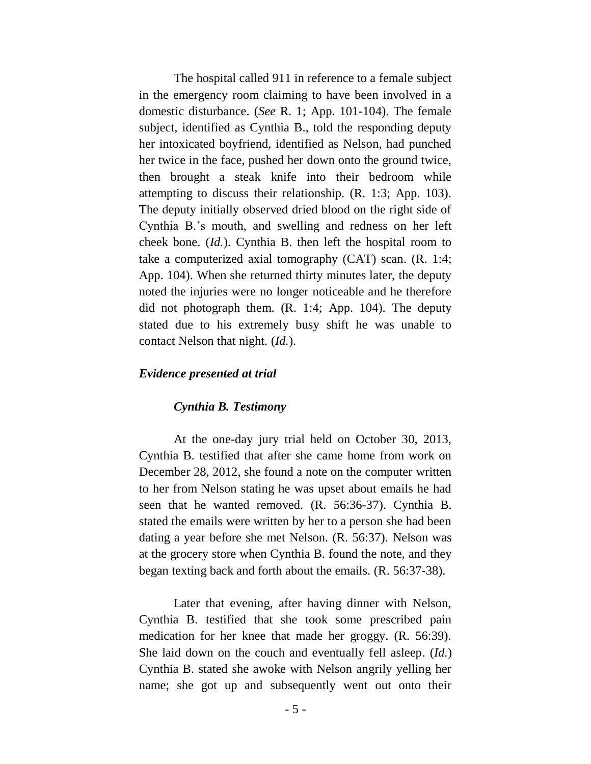The hospital called 911 in reference to a female subject in the emergency room claiming to have been involved in a domestic disturbance. (*See* R. 1; App. 101-104). The female subject, identified as Cynthia B., told the responding deputy her intoxicated boyfriend, identified as Nelson, had punched her twice in the face, pushed her down onto the ground twice, then brought a steak knife into their bedroom while attempting to discuss their relationship. (R. 1:3; App. 103). The deputy initially observed dried blood on the right side of Cynthia B.'s mouth, and swelling and redness on her left cheek bone. (*Id.*). Cynthia B. then left the hospital room to take a computerized axial tomography (CAT) scan. (R. 1:4; App. 104). When she returned thirty minutes later, the deputy noted the injuries were no longer noticeable and he therefore did not photograph them. (R. 1:4; App. 104). The deputy stated due to his extremely busy shift he was unable to contact Nelson that night. (*Id.*).

### *Evidence presented at trial*

#### *Cynthia B. Testimony*

At the one-day jury trial held on October 30, 2013, Cynthia B. testified that after she came home from work on December 28, 2012, she found a note on the computer written to her from Nelson stating he was upset about emails he had seen that he wanted removed. (R. 56:36-37). Cynthia B. stated the emails were written by her to a person she had been dating a year before she met Nelson. (R. 56:37). Nelson was at the grocery store when Cynthia B. found the note, and they began texting back and forth about the emails. (R. 56:37-38).

Later that evening, after having dinner with Nelson, Cynthia B. testified that she took some prescribed pain medication for her knee that made her groggy. (R. 56:39). She laid down on the couch and eventually fell asleep. (*Id.*) Cynthia B. stated she awoke with Nelson angrily yelling her name; she got up and subsequently went out onto their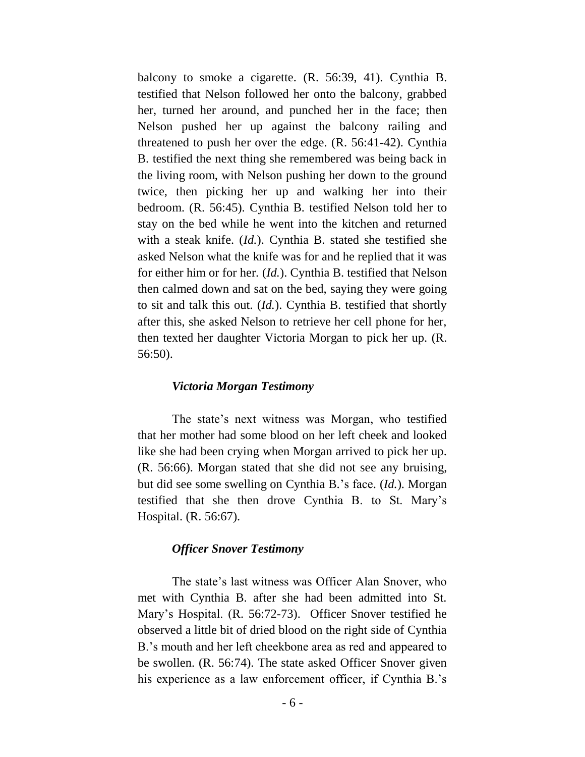balcony to smoke a cigarette. (R. 56:39, 41). Cynthia B. testified that Nelson followed her onto the balcony, grabbed her, turned her around, and punched her in the face; then Nelson pushed her up against the balcony railing and threatened to push her over the edge. (R. 56:41-42). Cynthia B. testified the next thing she remembered was being back in the living room, with Nelson pushing her down to the ground twice, then picking her up and walking her into their bedroom. (R. 56:45). Cynthia B. testified Nelson told her to stay on the bed while he went into the kitchen and returned with a steak knife. (*Id.*). Cynthia B. stated she testified she asked Nelson what the knife was for and he replied that it was for either him or for her. (*Id.*). Cynthia B. testified that Nelson then calmed down and sat on the bed, saying they were going to sit and talk this out. (*Id.*). Cynthia B. testified that shortly after this, she asked Nelson to retrieve her cell phone for her, then texted her daughter Victoria Morgan to pick her up. (R. 56:50).

***Victoria Morgan Testimony***

The state's next witness was Morgan, who testified that her mother had some blood on her left cheek and looked like she had been crying when Morgan arrived to pick her up. (R. 56:66). Morgan stated that she did not see any bruising, but did see some swelling on Cynthia B.'s face. (*Id.*). Morgan testified that she then drove Cynthia B. to St. Mary's Hospital. (R. 56:67).

***Officer Snover Testimony***

The state's last witness was Officer Alan Snover, who met with Cynthia B. after she had been admitted into St. Mary's Hospital. (R. 56:72-73). Officer Snover testified he observed a little bit of dried blood on the right side of Cynthia B.'s mouth and her left cheekbone area as red and appeared to be swollen. (R. 56:74). The state asked Officer Snover given his experience as a law enforcement officer, if Cynthia B.'s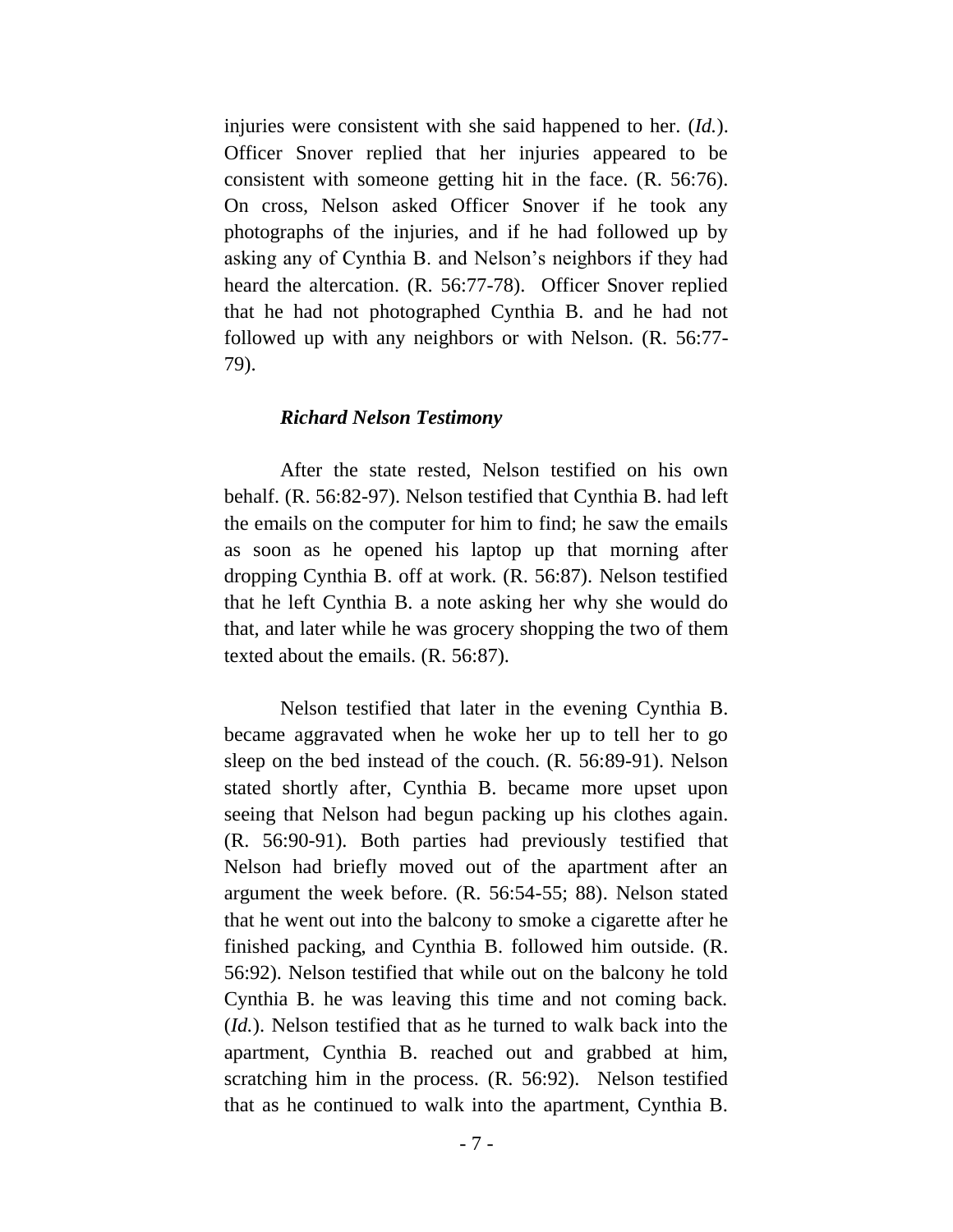injuries were consistent with she said happened to her. (*Id.*). Officer Snover replied that her injuries appeared to be consistent with someone getting hit in the face. (R. 56:76). On cross, Nelson asked Officer Snover if he took any photographs of the injuries, and if he had followed up by asking any of Cynthia B. and Nelson's neighbors if they had heard the altercation. (R. 56:77-78). Officer Snover replied that he had not photographed Cynthia B. and he had not followed up with any neighbors or with Nelson. (R. 56:77-79).

***Richard Nelson Testimony***

After the state rested, Nelson testified on his own behalf. (R. 56:82-97). Nelson testified that Cynthia B. had left the emails on the computer for him to find; he saw the emails as soon as he opened his laptop up that morning after dropping Cynthia B. off at work. (R. 56:87). Nelson testified that he left Cynthia B. a note asking her why she would do that, and later while he was grocery shopping the two of them texted about the emails. (R. 56:87).

Nelson testified that later in the evening Cynthia B. became aggravated when he woke her up to tell her to go sleep on the bed instead of the couch. (R. 56:89-91). Nelson stated shortly after, Cynthia B. became more upset upon seeing that Nelson had begun packing up his clothes again. (R. 56:90-91). Both parties had previously testified that Nelson had briefly moved out of the apartment after an argument the week before. (R. 56:54-55; 88). Nelson stated that he went out into the balcony to smoke a cigarette after he finished packing, and Cynthia B. followed him outside. (R. 56:92). Nelson testified that while out on the balcony he told Cynthia B. he was leaving this time and not coming back. (*Id.*). Nelson testified that as he turned to walk back into the apartment, Cynthia B. reached out and grabbed at him, scratching him in the process. (R. 56:92). Nelson testified that as he continued to walk into the apartment, Cynthia B.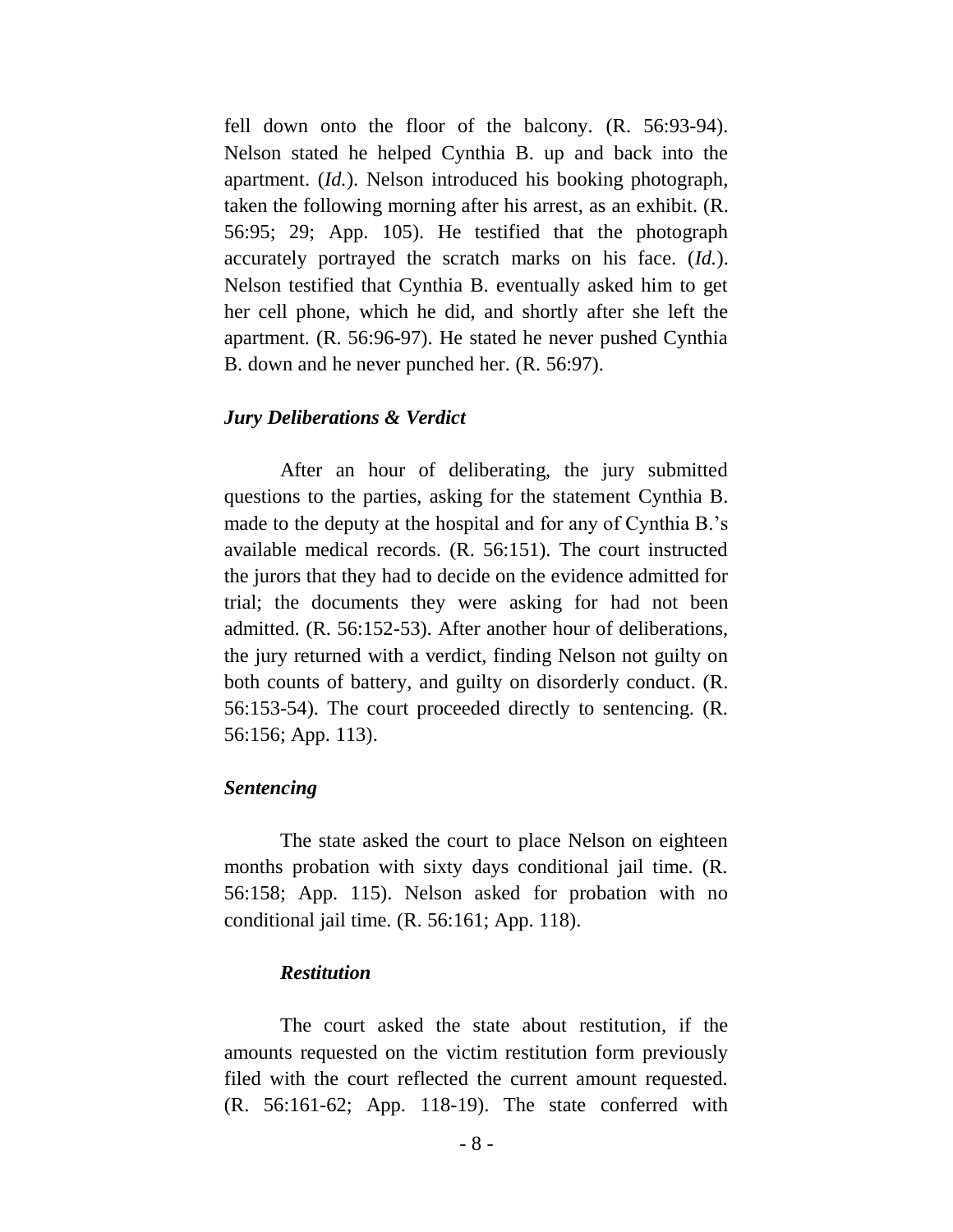fell down onto the floor of the balcony. (R. 56:93-94). Nelson stated he helped Cynthia B. up and back into the apartment. (*Id.*). Nelson introduced his booking photograph, taken the following morning after his arrest, as an exhibit. (R. 56:95; 29; App. 105). He testified that the photograph accurately portrayed the scratch marks on his face. (*Id.*). Nelson testified that Cynthia B. eventually asked him to get her cell phone, which he did, and shortly after she left the apartment. (R. 56:96-97). He stated he never pushed Cynthia B. down and he never punched her. (R. 56:97).

***Jury Deliberations & Verdict***

After an hour of deliberating, the jury submitted questions to the parties, asking for the statement Cynthia B. made to the deputy at the hospital and for any of Cynthia B.'s available medical records. (R. 56:151). The court instructed the jurors that they had to decide on the evidence admitted for trial; the documents they were asking for had not been admitted. (R. 56:152-53). After another hour of deliberations, the jury returned with a verdict, finding Nelson not guilty on both counts of battery, and guilty on disorderly conduct. (R. 56:153-54). The court proceeded directly to sentencing. (R. 56:156; App. 113).

***Sentencing***

The state asked the court to place Nelson on eighteen months probation with sixty days conditional jail time. (R. 56:158; App. 115). Nelson asked for probation with no conditional jail time. (R. 56:161; App. 118).

***Restitution***

The court asked the state about restitution, if the amounts requested on the victim restitution form previously filed with the court reflected the current amount requested. (R. 56:161-62; App. 118-19). The state conferred with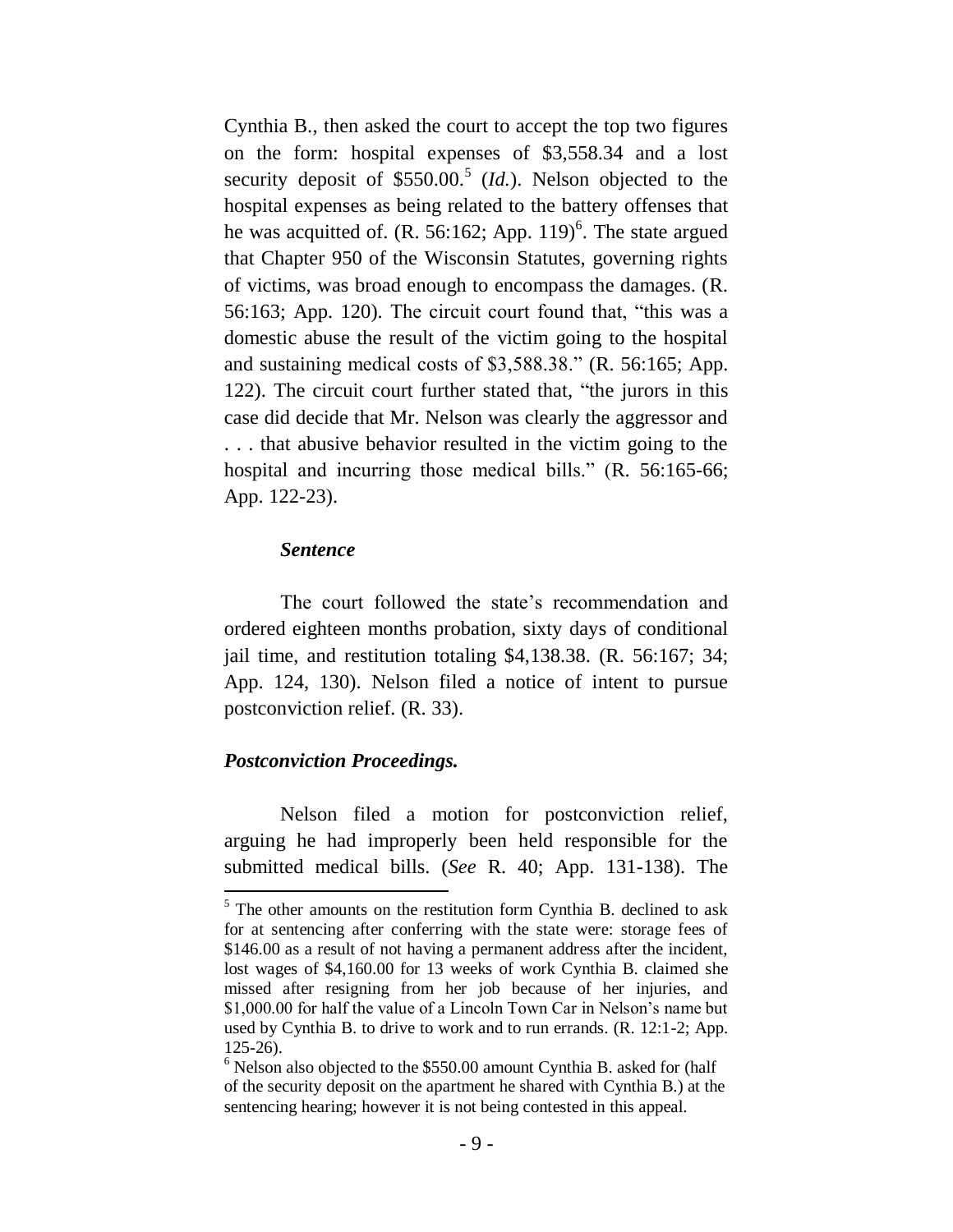Cynthia B., then asked the court to accept the top two figures on the form: hospital expenses of $3,558.34 and a lost security deposit of $550.00.[5] (*Id.*). Nelson objected to the hospital expenses as being related to the battery offenses that he was acquitted of. (R. 56:162; App. 119)[6]. The state argued that Chapter 950 of the Wisconsin Statutes, governing rights of victims, was broad enough to encompass the damages. (R. 56:163; App. 120). The circuit court found that, "this was a domestic abuse the result of the victim going to the hospital and sustaining medical costs of $3,588.38." (R. 56:165; App. 122). The circuit court further stated that, "the jurors in this case did decide that Mr. Nelson was clearly the aggressor and . . . that abusive behavior resulted in the victim going to the hospital and incurring those medical bills." (R. 56:165-66; App. 122-23).

***Sentence***

The court followed the state's recommendation and ordered eighteen months probation, sixty days of conditional jail time, and restitution totaling $4,138.38. (R. 56:167; 34; App. 124, 130). Nelson filed a notice of intent to pursue postconviction relief. (R. 33).

***Postconviction Proceedings.***

Nelson filed a motion for postconviction relief, arguing he had improperly been held responsible for the submitted medical bills. (*See* R. 40; App. 131-138). The

[5] The other amounts on the restitution form Cynthia B. declined to ask for at sentencing after conferring with the state were: storage fees of $146.00 as a result of not having a permanent address after the incident, lost wages of $4,160.00 for 13 weeks of work Cynthia B. claimed she missed after resigning from her job because of her injuries, and $1,000.00 for half the value of a Lincoln Town Car in Nelson's name but used by Cynthia B. to drive to work and to run errands. (R. 12:1-2; App. 125-26).

[6] Nelson also objected to the $550.00 amount Cynthia B. asked for (half of the security deposit on the apartment he shared with Cynthia B.) at the sentencing hearing; however it is not being contested in this appeal.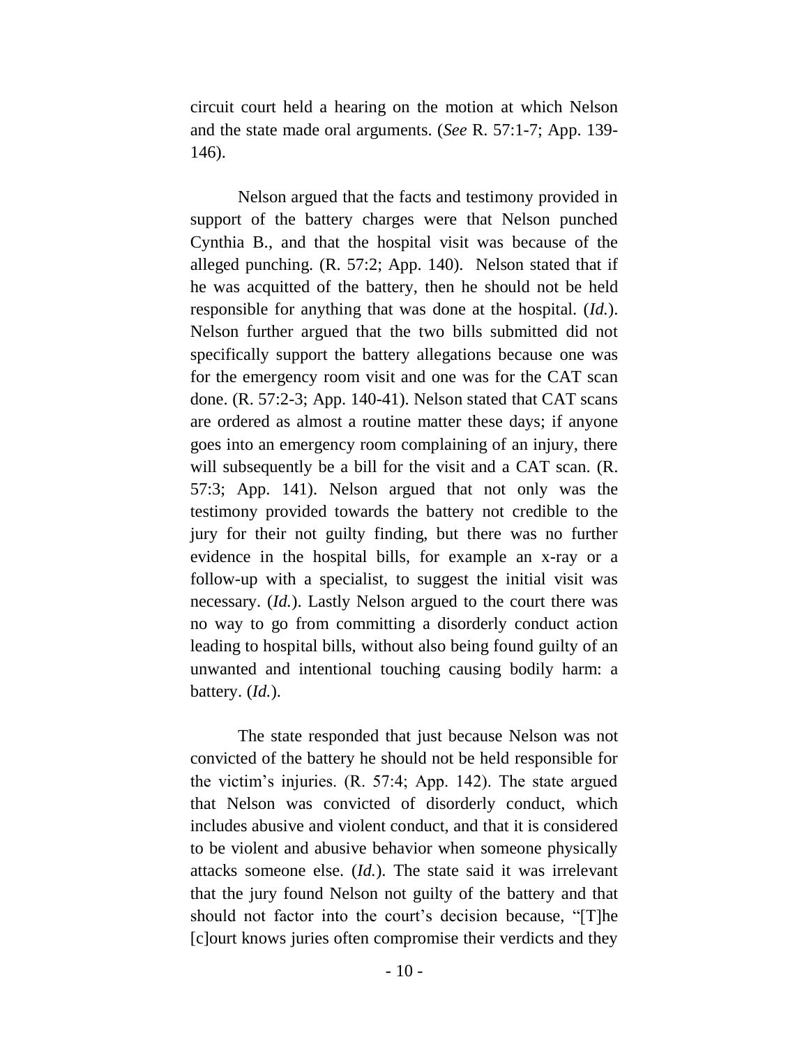circuit court held a hearing on the motion at which Nelson and the state made oral arguments. (*See* R. 57:1-7; App. 139-146).

Nelson argued that the facts and testimony provided in support of the battery charges were that Nelson punched Cynthia B., and that the hospital visit was because of the alleged punching. (R. 57:2; App. 140). Nelson stated that if he was acquitted of the battery, then he should not be held responsible for anything that was done at the hospital. (*Id.*). Nelson further argued that the two bills submitted did not specifically support the battery allegations because one was for the emergency room visit and one was for the CAT scan done. (R. 57:2-3; App. 140-41). Nelson stated that CAT scans are ordered as almost a routine matter these days; if anyone goes into an emergency room complaining of an injury, there will subsequently be a bill for the visit and a CAT scan. (R. 57:3; App. 141). Nelson argued that not only was the testimony provided towards the battery not credible to the jury for their not guilty finding, but there was no further evidence in the hospital bills, for example an x-ray or a follow-up with a specialist, to suggest the initial visit was necessary. (*Id.*). Lastly Nelson argued to the court there was no way to go from committing a disorderly conduct action leading to hospital bills, without also being found guilty of an unwanted and intentional touching causing bodily harm: a battery. (*Id.*).

The state responded that just because Nelson was not convicted of the battery he should not be held responsible for the victim's injuries. (R. 57:4; App. 142). The state argued that Nelson was convicted of disorderly conduct, which includes abusive and violent conduct, and that it is considered to be violent and abusive behavior when someone physically attacks someone else. (*Id.*). The state said it was irrelevant that the jury found Nelson not guilty of the battery and that should not factor into the court's decision because, "[T]he [c]ourt knows juries often compromise their verdicts and they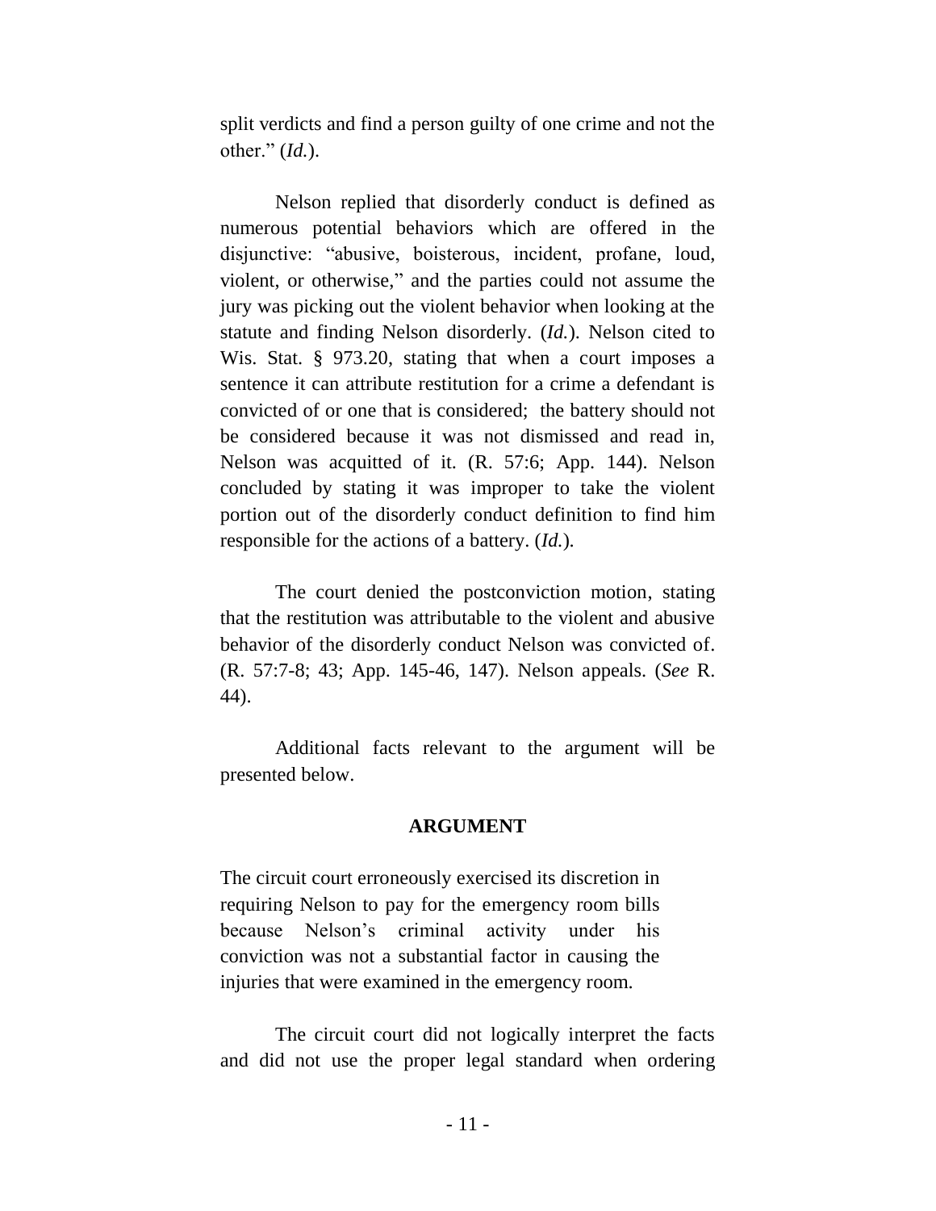split verdicts and find a person guilty of one crime and not the other." (*Id.*).

Nelson replied that disorderly conduct is defined as numerous potential behaviors which are offered in the disjunctive: "abusive, boisterous, incident, profane, loud, violent, or otherwise," and the parties could not assume the jury was picking out the violent behavior when looking at the statute and finding Nelson disorderly. (*Id.*). Nelson cited to Wis. Stat. § 973.20, stating that when a court imposes a sentence it can attribute restitution for a crime a defendant is convicted of or one that is considered; the battery should not be considered because it was not dismissed and read in, Nelson was acquitted of it. (R. 57:6; App. 144). Nelson concluded by stating it was improper to take the violent portion out of the disorderly conduct definition to find him responsible for the actions of a battery. (*Id.*).

The court denied the postconviction motion, stating that the restitution was attributable to the violent and abusive behavior of the disorderly conduct Nelson was convicted of. (R. 57:7-8; 43; App. 145-46, 147). Nelson appeals. (*See* R. 44).

Additional facts relevant to the argument will be presented below.

## ARGUMENT

The circuit court erroneously exercised its discretion in requiring Nelson to pay for the emergency room bills because Nelson's criminal activity under his conviction was not a substantial factor in causing the injuries that were examined in the emergency room.

The circuit court did not logically interpret the facts and did not use the proper legal standard when ordering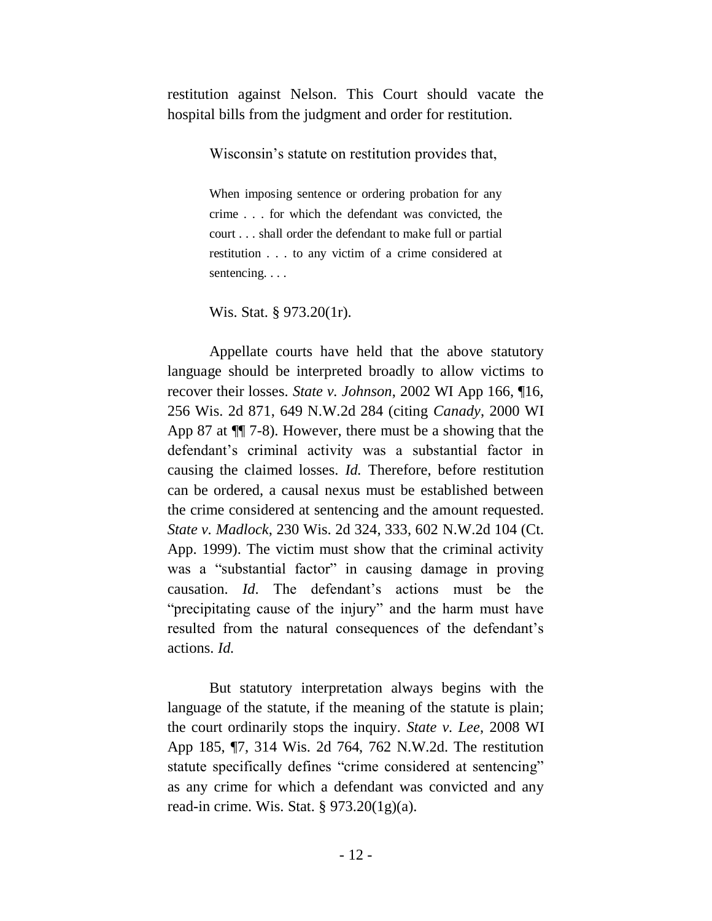restitution against Nelson. This Court should vacate the hospital bills from the judgment and order for restitution.

Wisconsin's statute on restitution provides that,

> When imposing sentence or ordering probation for any crime . . . for which the defendant was convicted, the court . . . shall order the defendant to make full or partial restitution . . . to any victim of a crime considered at sentencing. . . .

Wis. Stat. § 973.20(1r).

Appellate courts have held that the above statutory language should be interpreted broadly to allow victims to recover their losses. *State v. Johnson*, 2002 WI App 166, ¶16, 256 Wis. 2d 871, 649 N.W.2d 284 (citing *Canady*, 2000 WI App 87 at ¶¶ 7-8). However, there must be a showing that the defendant's criminal activity was a substantial factor in causing the claimed losses. *Id.* Therefore, before restitution can be ordered, a causal nexus must be established between the crime considered at sentencing and the amount requested. *State v. Madlock*, 230 Wis. 2d 324, 333, 602 N.W.2d 104 (Ct. App. 1999). The victim must show that the criminal activity was a "substantial factor" in causing damage in proving causation. *Id*. The defendant's actions must be the "precipitating cause of the injury" and the harm must have resulted from the natural consequences of the defendant's actions. *Id.*

But statutory interpretation always begins with the language of the statute, if the meaning of the statute is plain; the court ordinarily stops the inquiry. *State v. Lee*, 2008 WI App 185, ¶7, 314 Wis. 2d 764, 762 N.W.2d. The restitution statute specifically defines "crime considered at sentencing" as any crime for which a defendant was convicted and any read-in crime. Wis. Stat. § 973.20(1g)(a).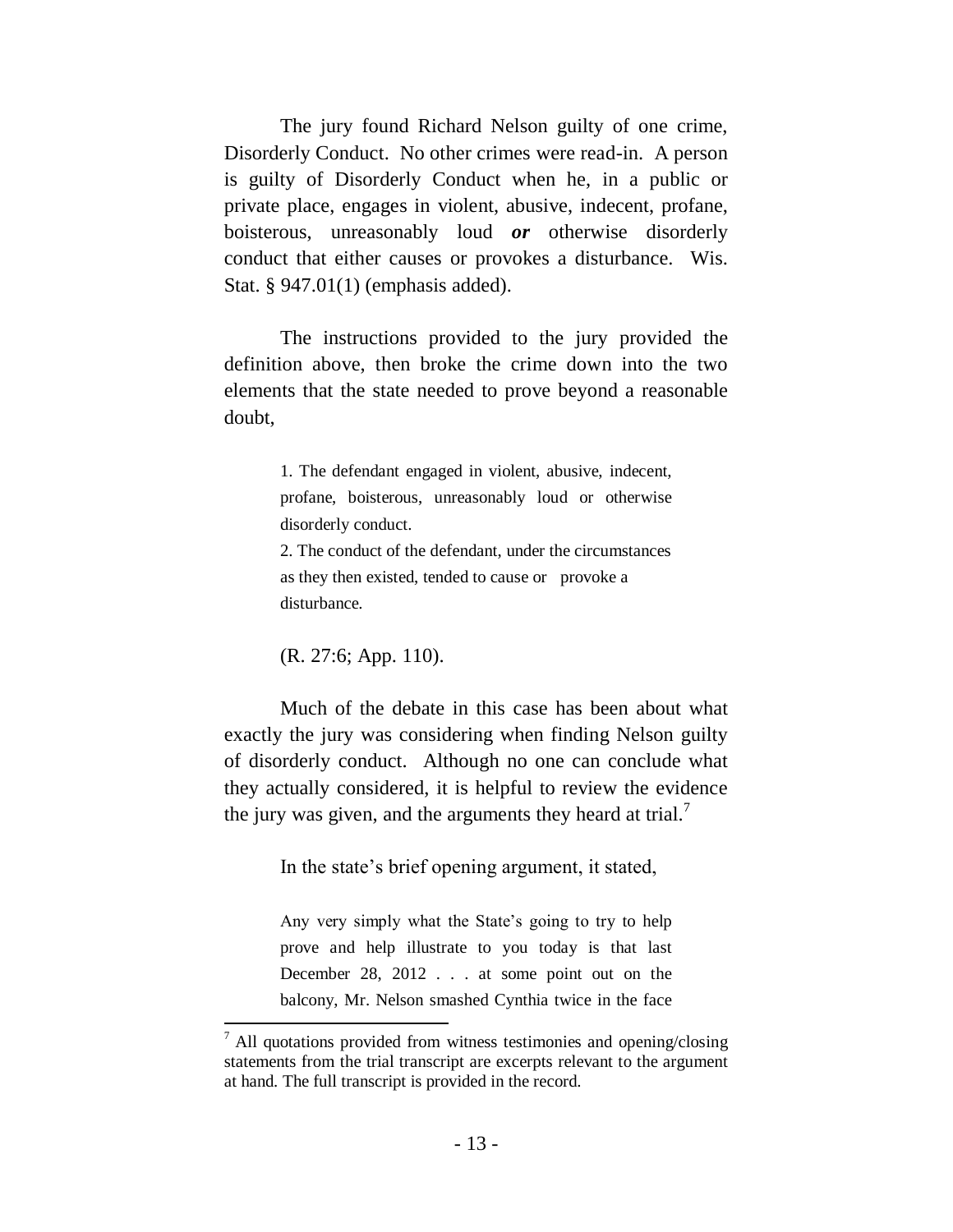The jury found Richard Nelson guilty of one crime, Disorderly Conduct. No other crimes were read-in. A person is guilty of Disorderly Conduct when he, in a public or private place, engages in violent, abusive, indecent, profane, boisterous, unreasonably loud ***or*** otherwise disorderly conduct that either causes or provokes a disturbance. Wis. Stat. § 947.01(1) (emphasis added).

The instructions provided to the jury provided the definition above, then broke the crime down into the two elements that the state needed to prove beyond a reasonable doubt,

> 1. The defendant engaged in violent, abusive, indecent, profane, boisterous, unreasonably loud or otherwise disorderly conduct.
> 2. The conduct of the defendant, under the circumstances as they then existed, tended to cause or provoke a disturbance.

(R. 27:6; App. 110).

Much of the debate in this case has been about what exactly the jury was considering when finding Nelson guilty of disorderly conduct. Although no one can conclude what they actually considered, it is helpful to review the evidence the jury was given, and the arguments they heard at trial.[7]

In the state's brief opening argument, it stated,

> Any very simply what the State's going to try to help prove and help illustrate to you today is that last December 28, 2012 . . . at some point out on the balcony, Mr. Nelson smashed Cynthia twice in the face

[7] All quotations provided from witness testimonies and opening/closing statements from the trial transcript are excerpts relevant to the argument at hand. The full transcript is provided in the record.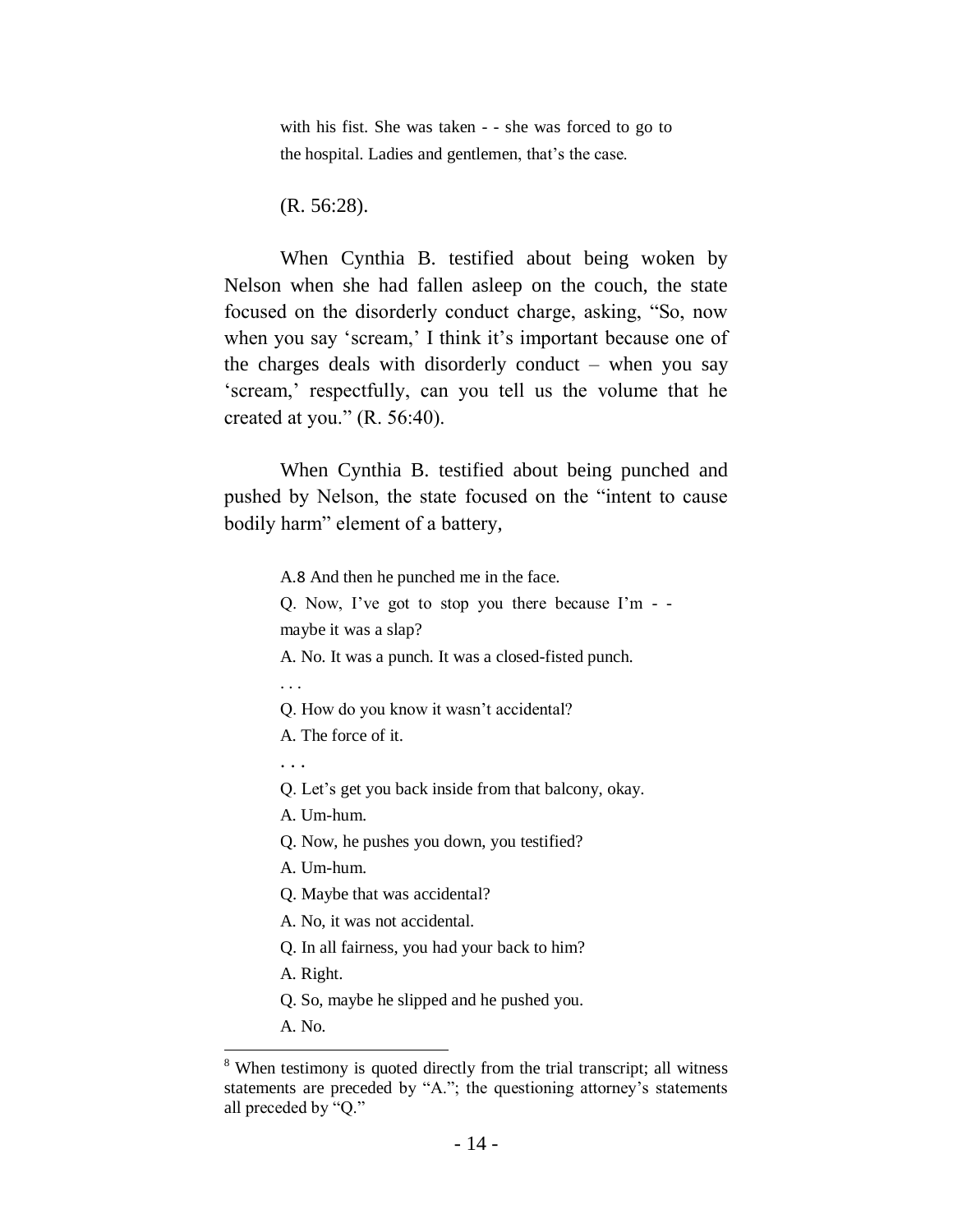> with his fist. She was taken - - she was forced to go to the hospital. Ladies and gentlemen, that's the case.

(R. 56:28).

When Cynthia B. testified about being woken by Nelson when she had fallen asleep on the couch, the state focused on the disorderly conduct charge, asking, "So, now when you say 'scream,' I think it's important because one of the charges deals with disorderly conduct – when you say 'scream,' respectfully, can you tell us the volume that he created at you." (R. 56:40).

When Cynthia B. testified about being punched and pushed by Nelson, the state focused on the "intent to cause bodily harm" element of a battery,

> A.[8] And then he punched me in the face.
>
> Q. Now, I've got to stop you there because I'm - - maybe it was a slap?
>
> A. No. It was a punch. It was a closed-fisted punch.
>
> . . .
>
> Q. How do you know it wasn't accidental?
>
> A. The force of it.
>
> . . .
>
> Q. Let's get you back inside from that balcony, okay.
>
> A. Um-hum.
>
> Q. Now, he pushes you down, you testified?
>
> A. Um-hum.
>
> Q. Maybe that was accidental?
>
> A. No, it was not accidental.
>
> Q. In all fairness, you had your back to him?
>
> A. Right.
>
> Q. So, maybe he slipped and he pushed you.
>
> A. No.

---

[8] When testimony is quoted directly from the trial transcript; all witness statements are preceded by "A."; the questioning attorney's statements all preceded by "Q."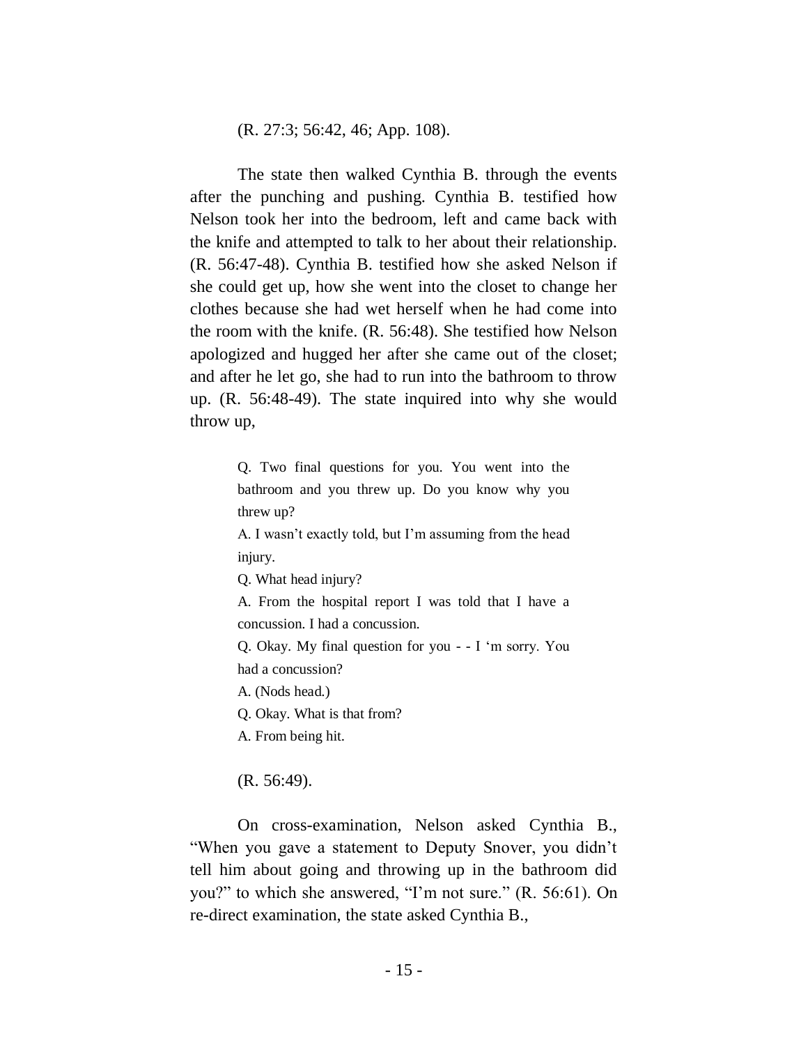(R. 27:3; 56:42, 46; App. 108).

The state then walked Cynthia B. through the events after the punching and pushing. Cynthia B. testified how Nelson took her into the bedroom, left and came back with the knife and attempted to talk to her about their relationship. (R. 56:47-48). Cynthia B. testified how she asked Nelson if she could get up, how she went into the closet to change her clothes because she had wet herself when he had come into the room with the knife. (R. 56:48). She testified how Nelson apologized and hugged her after she came out of the closet; and after he let go, she had to run into the bathroom to throw up. (R. 56:48-49). The state inquired into why she would throw up,

> Q. Two final questions for you. You went into the bathroom and you threw up. Do you know why you threw up?
>
> A. I wasn't exactly told, but I'm assuming from the head injury.
>
> Q. What head injury?
>
> A. From the hospital report I was told that I have a concussion. I had a concussion.
>
> Q. Okay. My final question for you - - I 'm sorry. You had a concussion?
>
> A. (Nods head.)
>
> Q. Okay. What is that from?
>
> A. From being hit.

(R. 56:49).

On cross-examination, Nelson asked Cynthia B., "When you gave a statement to Deputy Snover, you didn't tell him about going and throwing up in the bathroom did you?" to which she answered, "I'm not sure." (R. 56:61). On re-direct examination, the state asked Cynthia B.,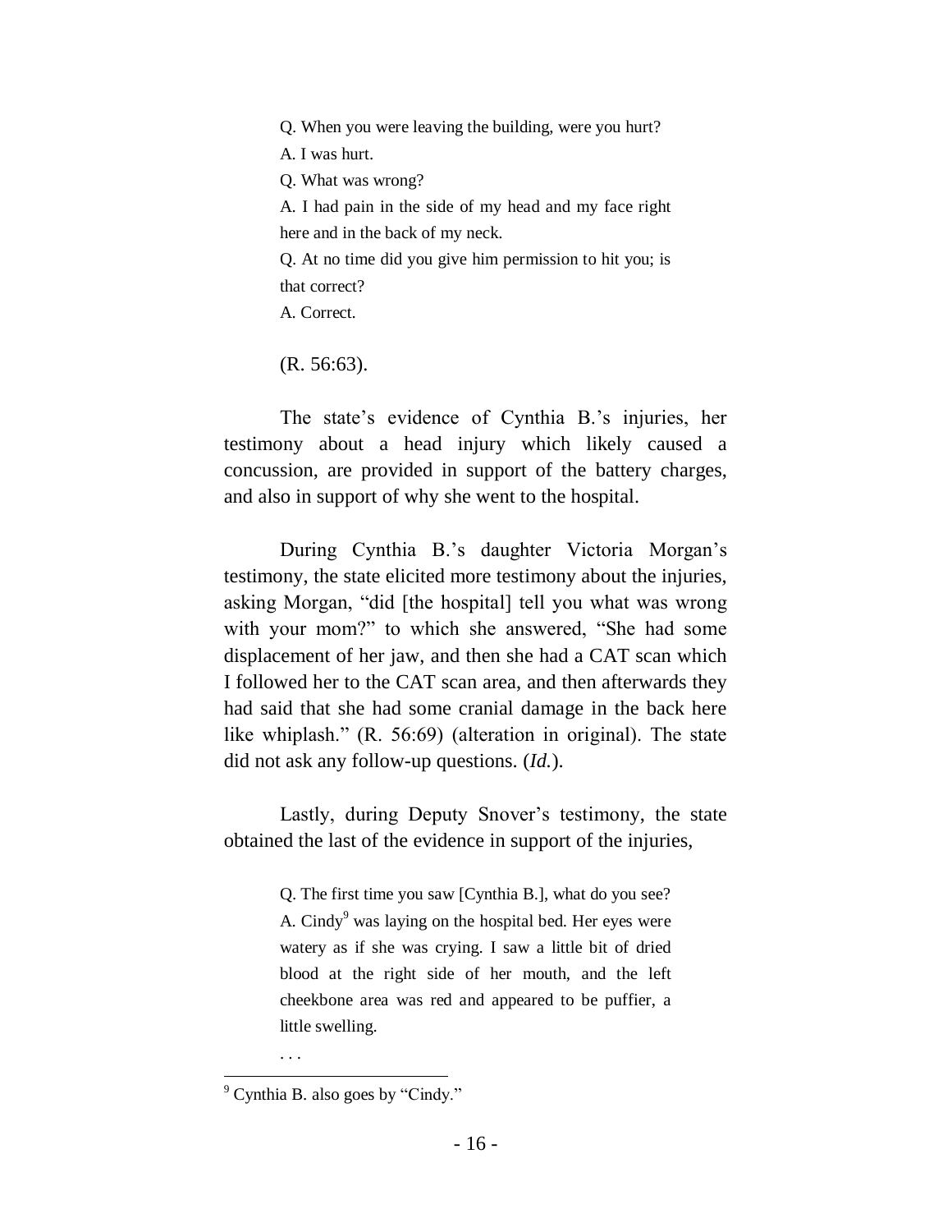> Q. When you were leaving the building, were you hurt?
>
> A. I was hurt.
>
> Q. What was wrong?
>
> A. I had pain in the side of my head and my face right here and in the back of my neck.
>
> Q. At no time did you give him permission to hit you; is that correct?
>
> A. Correct.

(R. 56:63).

The state's evidence of Cynthia B.'s injuries, her testimony about a head injury which likely caused a concussion, are provided in support of the battery charges, and also in support of why she went to the hospital.

During Cynthia B.'s daughter Victoria Morgan's testimony, the state elicited more testimony about the injuries, asking Morgan, "did [the hospital] tell you what was wrong with your mom?" to which she answered, "She had some displacement of her jaw, and then she had a CAT scan which I followed her to the CAT scan area, and then afterwards they had said that she had some cranial damage in the back here like whiplash." (R. 56:69) (alteration in original). The state did not ask any follow-up questions. (*Id.*).

Lastly, during Deputy Snover's testimony, the state obtained the last of the evidence in support of the injuries,

> Q. The first time you saw [Cynthia B.], what do you see?
>
> A. Cindy[9] was laying on the hospital bed. Her eyes were watery as if she was crying. I saw a little bit of dried blood at the right side of her mouth, and the left cheekbone area was red and appeared to be puffier, a little swelling.
>
> . . .

[9] Cynthia B. also goes by "Cindy."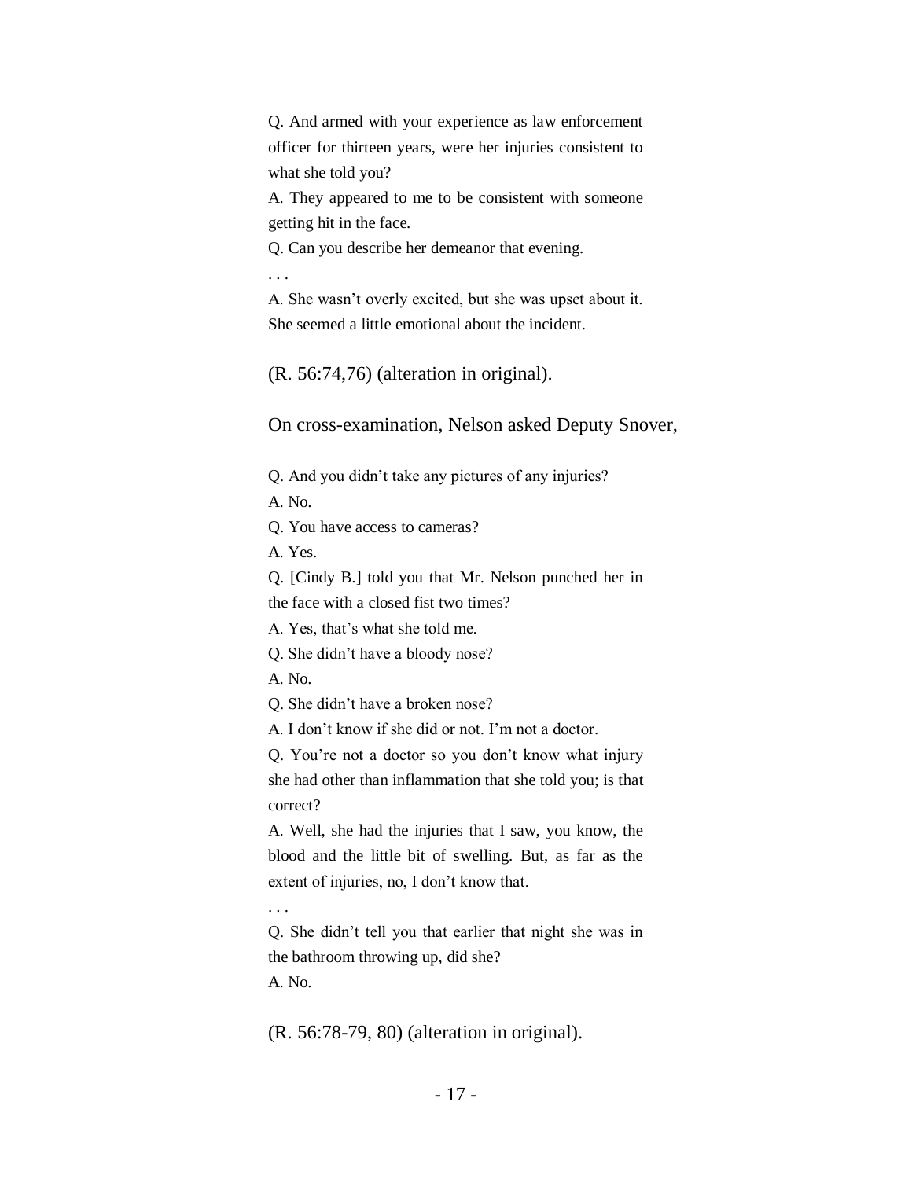> Q. And armed with your experience as law enforcement officer for thirteen years, were her injuries consistent to what she told you?
>
> A. They appeared to me to be consistent with someone getting hit in the face.
>
> Q. Can you describe her demeanor that evening.
>
> . . .
>
> A. She wasn't overly excited, but she was upset about it. She seemed a little emotional about the incident.

(R. 56:74,76) (alteration in original).

On cross-examination, Nelson asked Deputy Snover,

> Q. And you didn't take any pictures of any injuries?
>
> A. No.
>
> Q. You have access to cameras?
>
> A. Yes.
>
> Q. [Cindy B.] told you that Mr. Nelson punched her in the face with a closed fist two times?
>
> A. Yes, that's what she told me.
>
> Q. She didn't have a bloody nose?
>
> A. No.
>
> Q. She didn't have a broken nose?
>
> A. I don't know if she did or not. I'm not a doctor.
>
> Q. You're not a doctor so you don't know what injury she had other than inflammation that she told you; is that correct?
>
> A. Well, she had the injuries that I saw, you know, the blood and the little bit of swelling. But, as far as the extent of injuries, no, I don't know that.
>
> . . .
>
> Q. She didn't tell you that earlier that night she was in the bathroom throwing up, did she?
>
> A. No.

(R. 56:78-79, 80) (alteration in original).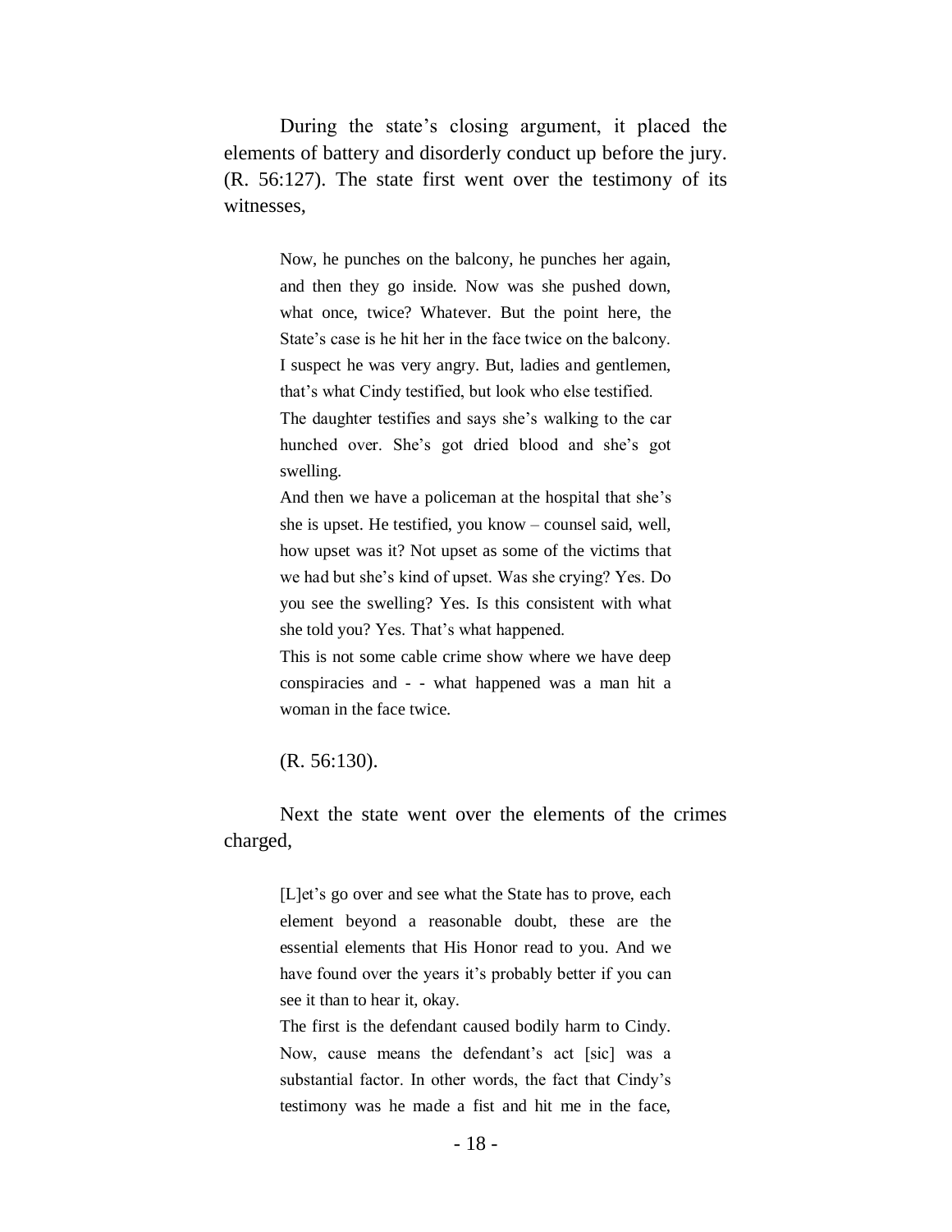During the state's closing argument, it placed the elements of battery and disorderly conduct up before the jury. (R. 56:127). The state first went over the testimony of its witnesses,

> Now, he punches on the balcony, he punches her again, and then they go inside. Now was she pushed down, what once, twice? Whatever. But the point here, the State's case is he hit her in the face twice on the balcony. I suspect he was very angry. But, ladies and gentlemen, that's what Cindy testified, but look who else testified.
>
> The daughter testifies and says she's walking to the car hunched over. She's got dried blood and she's got swelling.
>
> And then we have a policeman at the hospital that she's she is upset. He testified, you know – counsel said, well, how upset was it? Not upset as some of the victims that we had but she's kind of upset. Was she crying? Yes. Do you see the swelling? Yes. Is this consistent with what she told you? Yes. That's what happened.
>
> This is not some cable crime show where we have deep conspiracies and - - what happened was a man hit a woman in the face twice.

(R. 56:130).

Next the state went over the elements of the crimes charged,

> [L]et's go over and see what the State has to prove, each element beyond a reasonable doubt, these are the essential elements that His Honor read to you. And we have found over the years it's probably better if you can see it than to hear it, okay.
>
> The first is the defendant caused bodily harm to Cindy. Now, cause means the defendant's act [sic] was a substantial factor. In other words, the fact that Cindy's testimony was he made a fist and hit me in the face,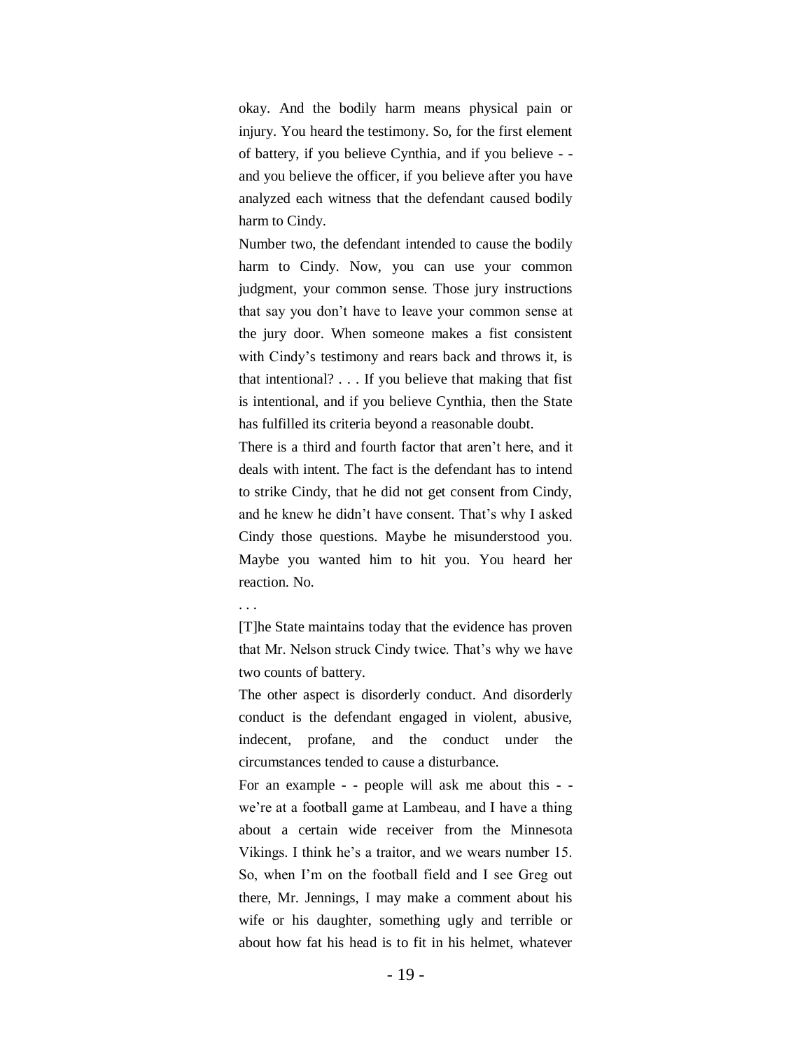okay. And the bodily harm means physical pain or injury. You heard the testimony. So, for the first element of battery, if you believe Cynthia, and if you believe - - and you believe the officer, if you believe after you have analyzed each witness that the defendant caused bodily harm to Cindy.

Number two, the defendant intended to cause the bodily harm to Cindy. Now, you can use your common judgment, your common sense. Those jury instructions that say you don't have to leave your common sense at the jury door. When someone makes a fist consistent with Cindy's testimony and rears back and throws it, is that intentional? . . . If you believe that making that fist is intentional, and if you believe Cynthia, then the State has fulfilled its criteria beyond a reasonable doubt.

There is a third and fourth factor that aren't here, and it deals with intent. The fact is the defendant has to intend to strike Cindy, that he did not get consent from Cindy, and he knew he didn't have consent. That's why I asked Cindy those questions. Maybe he misunderstood you. Maybe you wanted him to hit you. You heard her reaction. No.

. . .

[T]he State maintains today that the evidence has proven that Mr. Nelson struck Cindy twice. That's why we have two counts of battery.

The other aspect is disorderly conduct. And disorderly conduct is the defendant engaged in violent, abusive, indecent, profane, and the conduct under the circumstances tended to cause a disturbance.

For an example - - people will ask me about this - - we're at a football game at Lambeau, and I have a thing about a certain wide receiver from the Minnesota Vikings. I think he's a traitor, and we wears number 15. So, when I'm on the football field and I see Greg out there, Mr. Jennings, I may make a comment about his wife or his daughter, something ugly and terrible or about how fat his head is to fit in his helmet, whatever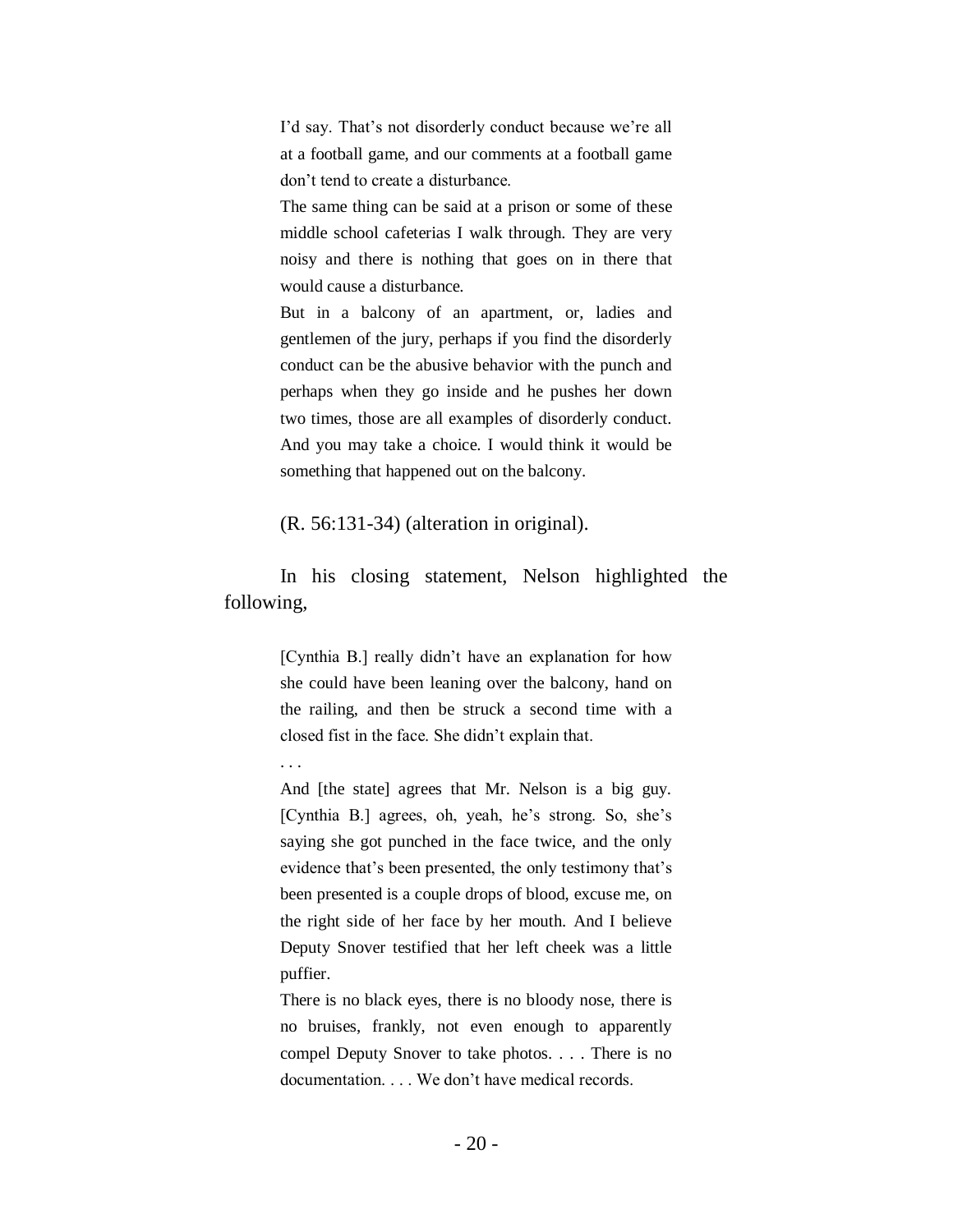> I'd say. That's not disorderly conduct because we're all at a football game, and our comments at a football game don't tend to create a disturbance.
>
> The same thing can be said at a prison or some of these middle school cafeterias I walk through. They are very noisy and there is nothing that goes on in there that would cause a disturbance.
>
> But in a balcony of an apartment, or, ladies and gentlemen of the jury, perhaps if you find the disorderly conduct can be the abusive behavior with the punch and perhaps when they go inside and he pushes her down two times, those are all examples of disorderly conduct. And you may take a choice. I would think it would be something that happened out on the balcony.

(R. 56:131-34) (alteration in original).

In his closing statement, Nelson highlighted the following,

> [Cynthia B.] really didn't have an explanation for how she could have been leaning over the balcony, hand on the railing, and then be struck a second time with a closed fist in the face. She didn't explain that.
>
> . . .
>
> And [the state] agrees that Mr. Nelson is a big guy. [Cynthia B.] agrees, oh, yeah, he's strong. So, she's saying she got punched in the face twice, and the only evidence that's been presented, the only testimony that's been presented is a couple drops of blood, excuse me, on the right side of her face by her mouth. And I believe Deputy Snover testified that her left cheek was a little puffier.
>
> There is no black eyes, there is no bloody nose, there is no bruises, frankly, not even enough to apparently compel Deputy Snover to take photos. . . . There is no documentation. . . . We don't have medical records.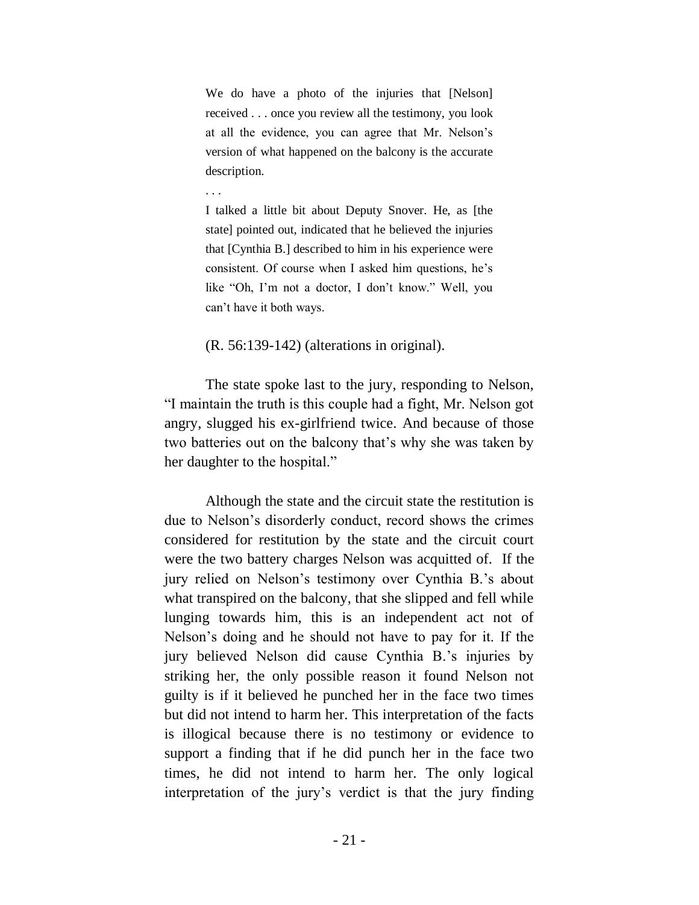> We do have a photo of the injuries that [Nelson] received . . . once you review all the testimony, you look at all the evidence, you can agree that Mr. Nelson's version of what happened on the balcony is the accurate description.
>
> . . .
>
> I talked a little bit about Deputy Snover. He, as [the state] pointed out, indicated that he believed the injuries that [Cynthia B.] described to him in his experience were consistent. Of course when I asked him questions, he's like "Oh, I'm not a doctor, I don't know." Well, you can't have it both ways.

(R. 56:139-142) (alterations in original).

The state spoke last to the jury, responding to Nelson, "I maintain the truth is this couple had a fight, Mr. Nelson got angry, slugged his ex-girlfriend twice. And because of those two batteries out on the balcony that's why she was taken by her daughter to the hospital."

Although the state and the circuit state the restitution is due to Nelson's disorderly conduct, record shows the crimes considered for restitution by the state and the circuit court were the two battery charges Nelson was acquitted of. If the jury relied on Nelson's testimony over Cynthia B.'s about what transpired on the balcony, that she slipped and fell while lunging towards him, this is an independent act not of Nelson's doing and he should not have to pay for it. If the jury believed Nelson did cause Cynthia B.'s injuries by striking her, the only possible reason it found Nelson not guilty is if it believed he punched her in the face two times but did not intend to harm her. This interpretation of the facts is illogical because there is no testimony or evidence to support a finding that if he did punch her in the face two times, he did not intend to harm her. The only logical interpretation of the jury's verdict is that the jury finding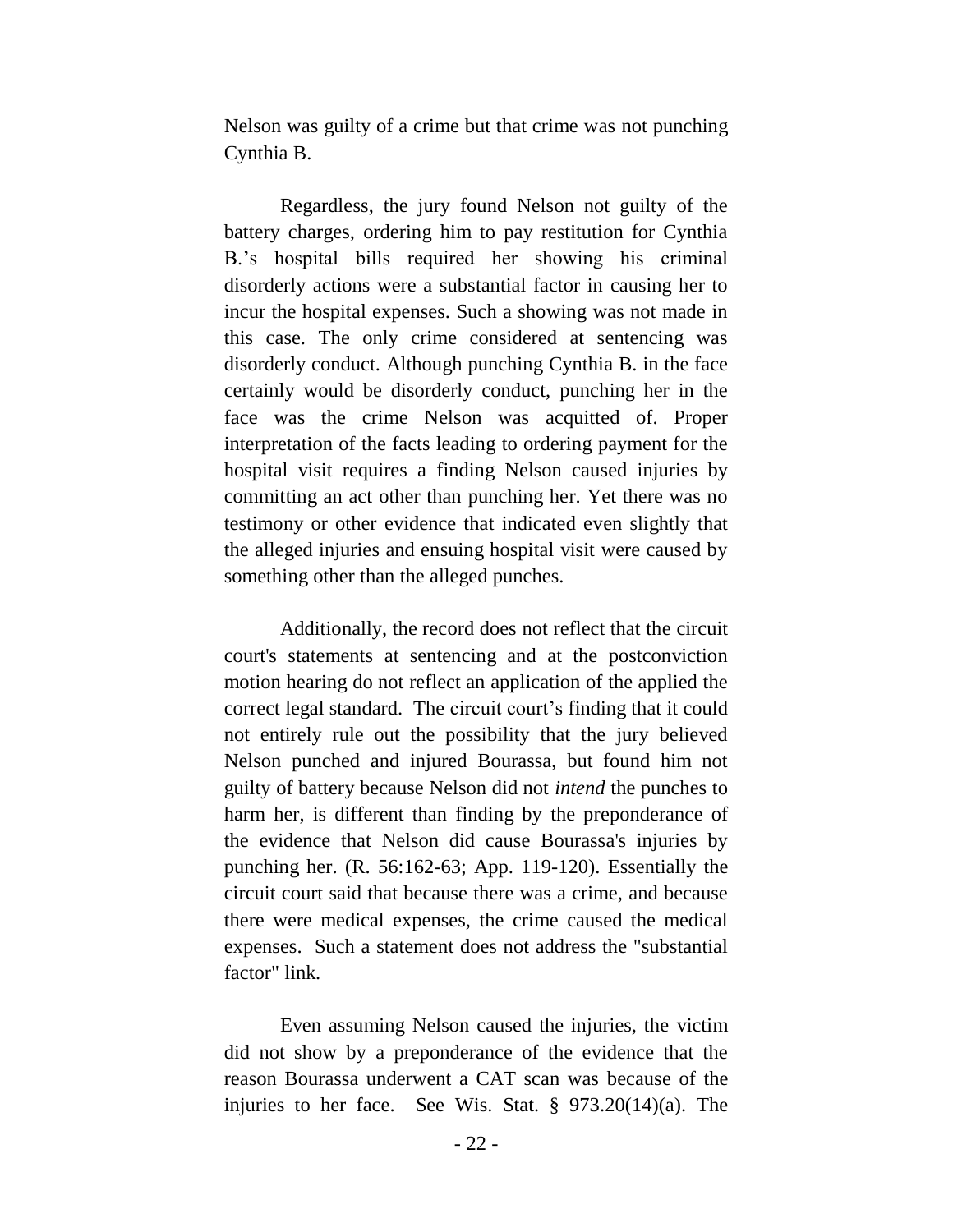Nelson was guilty of a crime but that crime was not punching Cynthia B.

Regardless, the jury found Nelson not guilty of the battery charges, ordering him to pay restitution for Cynthia B.'s hospital bills required her showing his criminal disorderly actions were a substantial factor in causing her to incur the hospital expenses. Such a showing was not made in this case. The only crime considered at sentencing was disorderly conduct. Although punching Cynthia B. in the face certainly would be disorderly conduct, punching her in the face was the crime Nelson was acquitted of. Proper interpretation of the facts leading to ordering payment for the hospital visit requires a finding Nelson caused injuries by committing an act other than punching her. Yet there was no testimony or other evidence that indicated even slightly that the alleged injuries and ensuing hospital visit were caused by something other than the alleged punches.

Additionally, the record does not reflect that the circuit court's statements at sentencing and at the postconviction motion hearing do not reflect an application of the applied the correct legal standard. The circuit court's finding that it could not entirely rule out the possibility that the jury believed Nelson punched and injured Bourassa, but found him not guilty of battery because Nelson did not *intend* the punches to harm her, is different than finding by the preponderance of the evidence that Nelson did cause Bourassa's injuries by punching her. (R. 56:162-63; App. 119-120). Essentially the circuit court said that because there was a crime, and because there were medical expenses, the crime caused the medical expenses. Such a statement does not address the "substantial factor" link.

Even assuming Nelson caused the injuries, the victim did not show by a preponderance of the evidence that the reason Bourassa underwent a CAT scan was because of the injuries to her face. See Wis. Stat. § 973.20(14)(a). The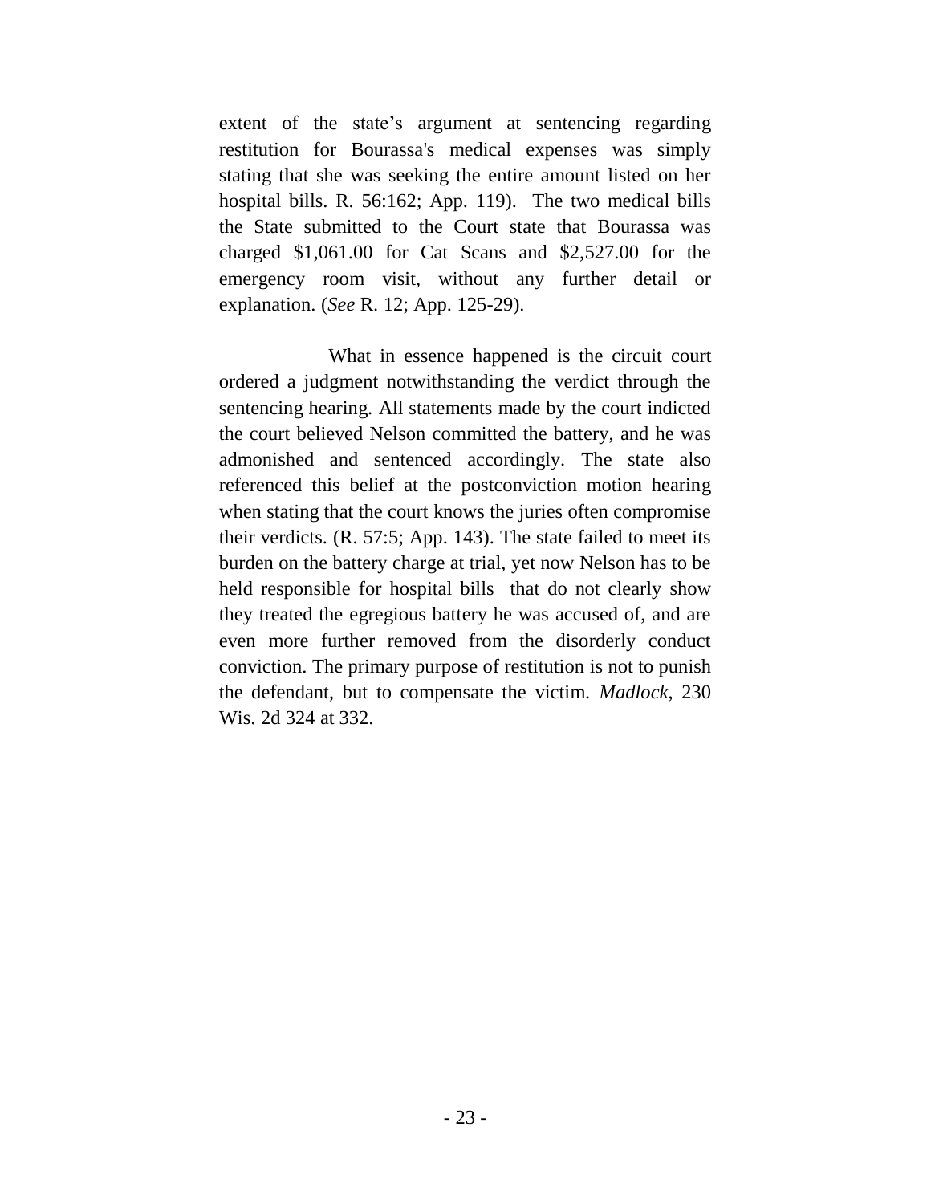extent of the state's argument at sentencing regarding restitution for Bourassa's medical expenses was simply stating that she was seeking the entire amount listed on her hospital bills. R. 56:162; App. 119). The two medical bills the State submitted to the Court state that Bourassa was charged $1,061.00 for Cat Scans and $2,527.00 for the emergency room visit, without any further detail or explanation. (*See* R. 12; App. 125-29).

What in essence happened is the circuit court ordered a judgment notwithstanding the verdict through the sentencing hearing. All statements made by the court indicted the court believed Nelson committed the battery, and he was admonished and sentenced accordingly. The state also referenced this belief at the postconviction motion hearing when stating that the court knows the juries often compromise their verdicts. (R. 57:5; App. 143). The state failed to meet its burden on the battery charge at trial, yet now Nelson has to be held responsible for hospital bills that do not clearly show they treated the egregious battery he was accused of, and are even more further removed from the disorderly conduct conviction. The primary purpose of restitution is not to punish the defendant, but to compensate the victim. *Madlock*, 230 Wis. 2d 324 at 332.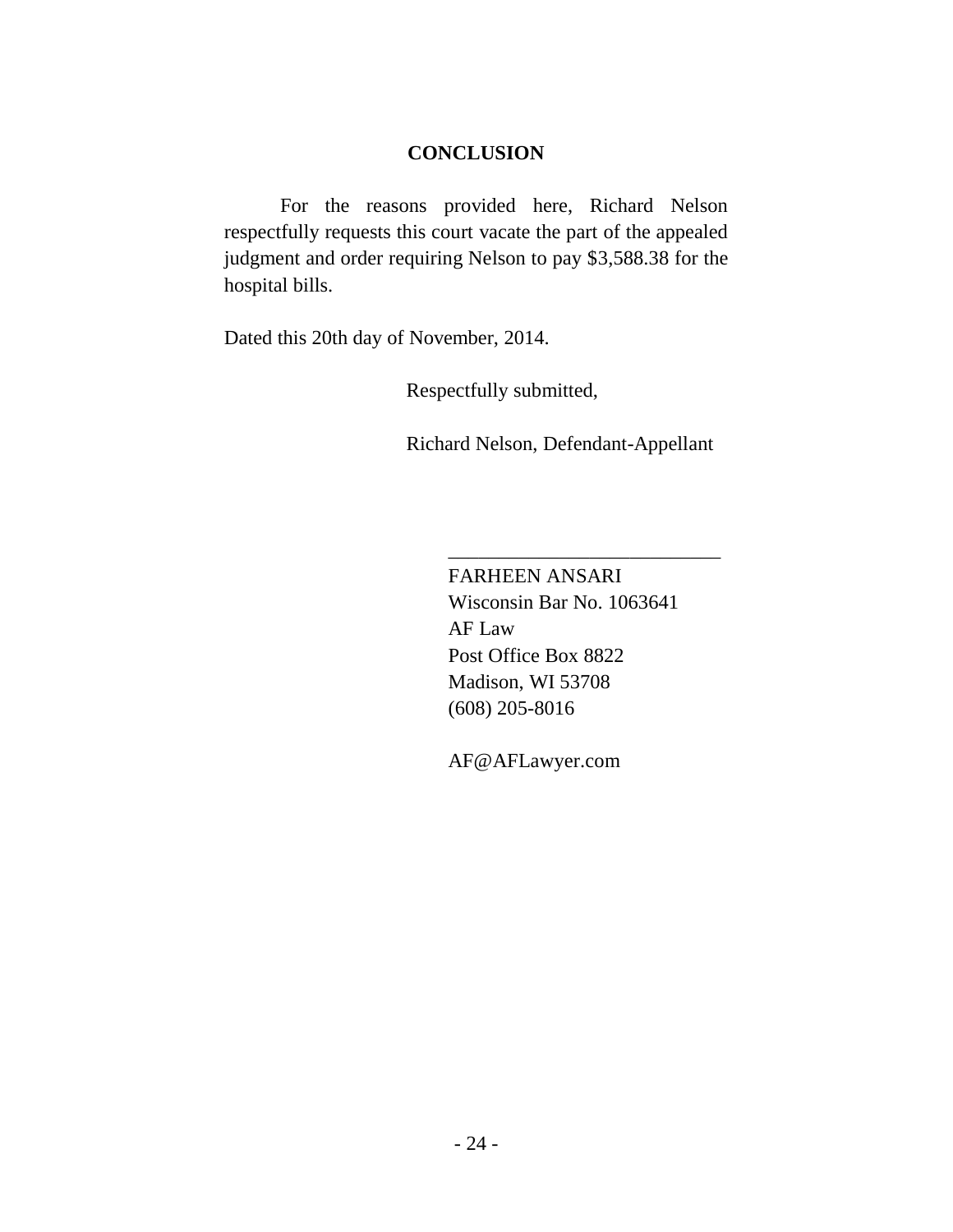## CONCLUSION

For the reasons provided here, Richard Nelson respectfully requests this court vacate the part of the appealed judgment and order requiring Nelson to pay $3,588.38 for the hospital bills.

Dated this 20th day of November, 2014.

Respectfully submitted,

Richard Nelson, Defendant-Appellant

___________________________

FARHEEN ANSARI
Wisconsin Bar No. 1063641
AF Law
Post Office Box 8822
Madison, WI 53708
(608) 205-8016

AF@AFLawyer.com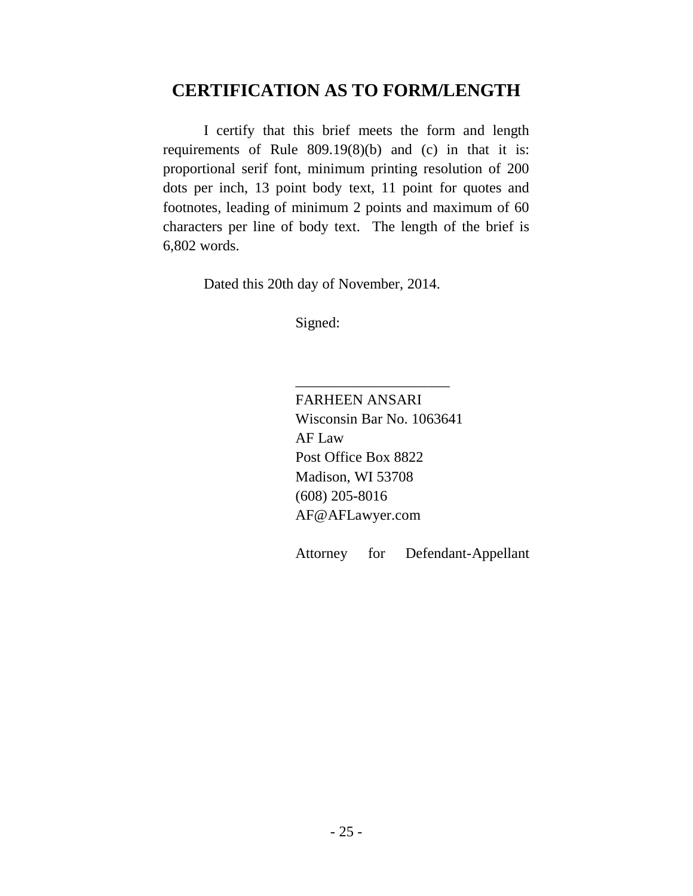## CERTIFICATION AS TO FORM/LENGTH

I certify that this brief meets the form and length requirements of Rule 809.19(8)(b) and (c) in that it is: proportional serif font, minimum printing resolution of 200 dots per inch, 13 point body text, 11 point for quotes and footnotes, leading of minimum 2 points and maximum of 60 characters per line of body text. The length of the brief is 6,802 words.

Dated this 20th day of November, 2014.

Signed:

_____________________

FARHEEN ANSARI  
Wisconsin Bar No. 1063641  
AF Law  
Post Office Box 8822  
Madison, WI 53708  
(608) 205-8016  
AF@AFLawyer.com

Attorney for Defendant-Appellant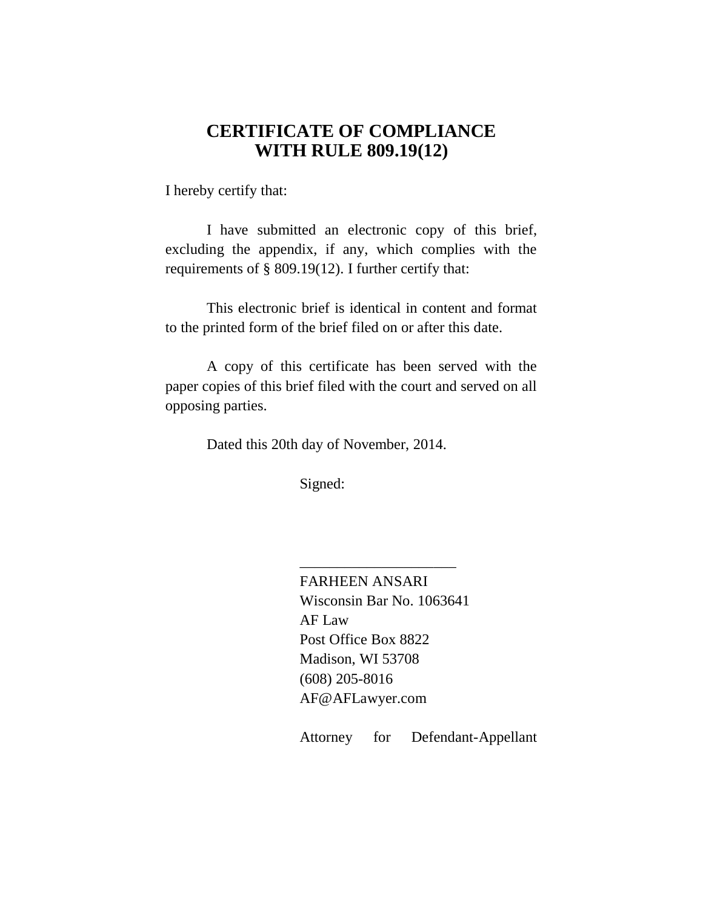# CERTIFICATE OF COMPLIANCE WITH RULE 809.19(12)

I hereby certify that:

I have submitted an electronic copy of this brief, excluding the appendix, if any, which complies with the requirements of § 809.19(12). I further certify that:

This electronic brief is identical in content and format to the printed form of the brief filed on or after this date.

A copy of this certificate has been served with the paper copies of this brief filed with the court and served on all opposing parties.

Dated this 20th day of November, 2014.

Signed:

\_\_\_\_\_\_\_\_\_\_\_\_\_\_\_\_\_\_\_\_\_\_\_\_
FARHEEN ANSARI
Wisconsin Bar No. 1063641
AF Law
Post Office Box 8822
Madison, WI 53708
(608) 205-8016
AF@AFLawyer.com

Attorney for Defendant-Appellant